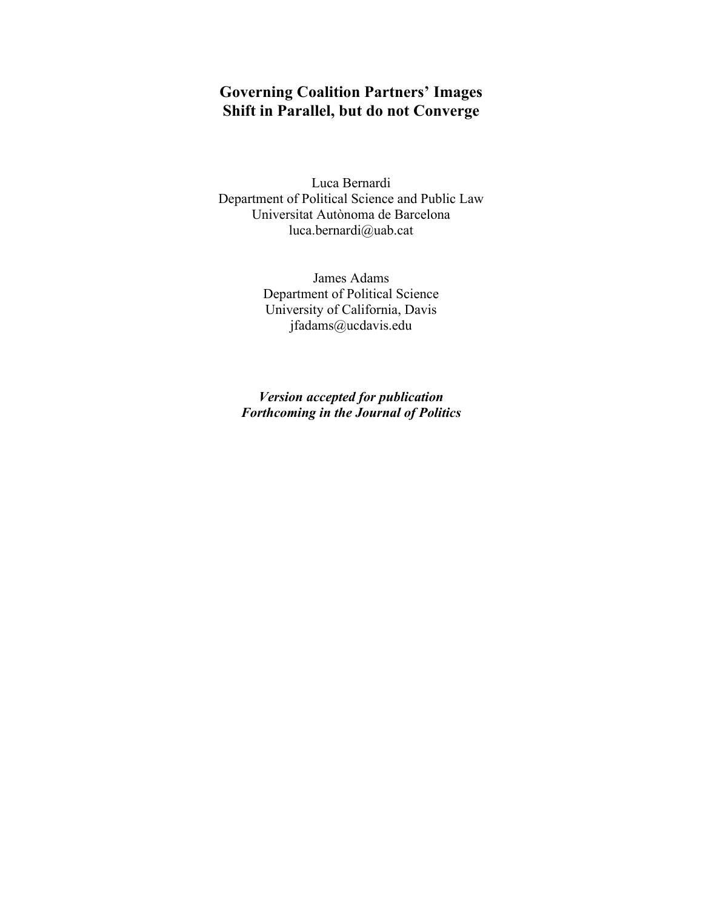# Governing Coalition Partners' Images Shift in Parallel, but do not Converge

Luca Bernardi
Department of Political Science and Public Law
Universitat Autònoma de Barcelona
luca.bernardi@uab.cat

James Adams
Department of Political Science
University of California, Davis
jfadams@ucdavis.edu

***Version accepted for publication***
***Forthcoming in the Journal of Politics***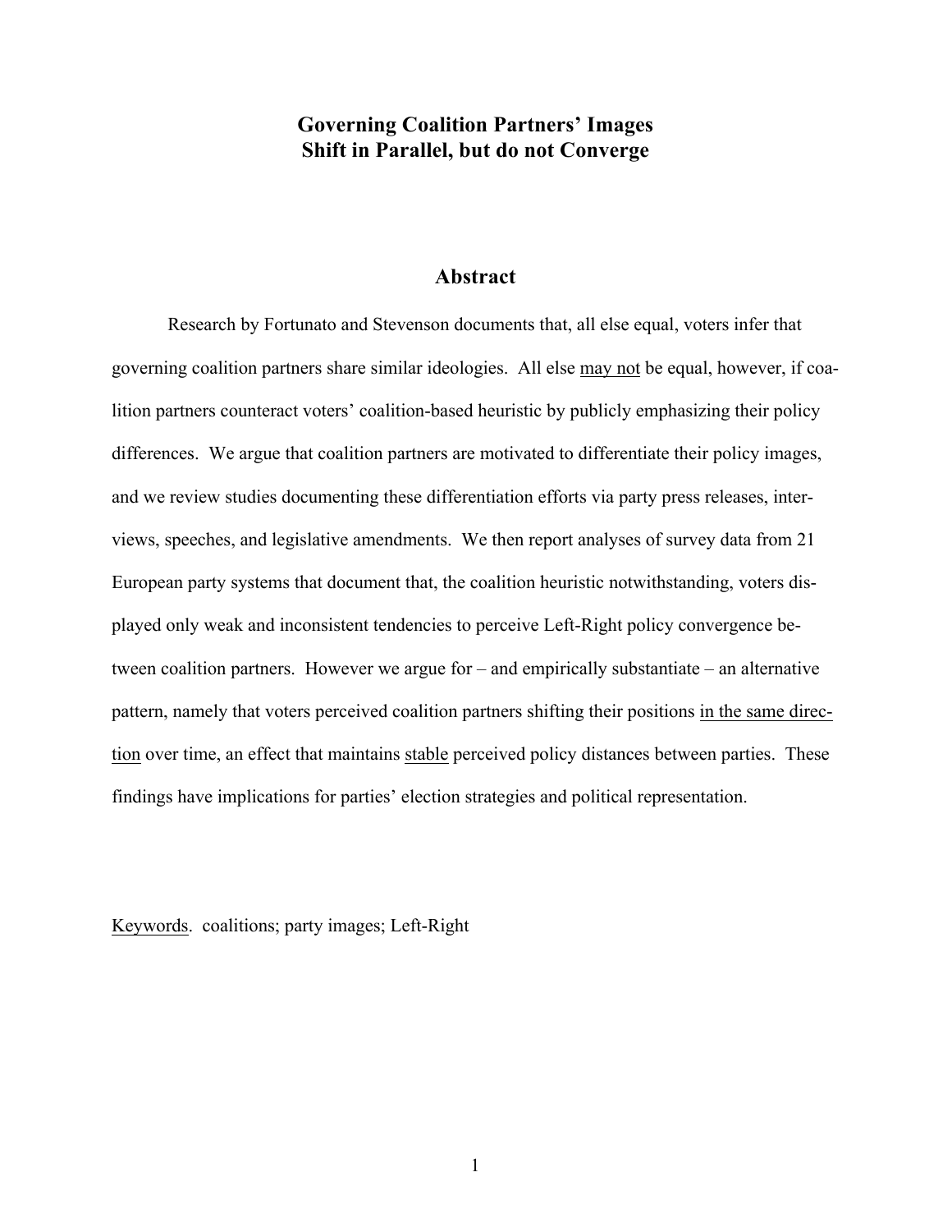# Governing Coalition Partners' Images Shift in Parallel, but do not Converge

## Abstract

Research by Fortunato and Stevenson documents that, all else equal, voters infer that governing coalition partners share similar ideologies. All else <u>may not</u> be equal, however, if coalition partners counteract voters' coalition-based heuristic by publicly emphasizing their policy differences. We argue that coalition partners are motivated to differentiate their policy images, and we review studies documenting these differentiation efforts via party press releases, interviews, speeches, and legislative amendments. We then report analyses of survey data from 21 European party systems that document that, the coalition heuristic notwithstanding, voters displayed only weak and inconsistent tendencies to perceive Left-Right policy convergence between coalition partners. However we argue for – and empirically substantiate – an alternative pattern, namely that voters perceived coalition partners shifting their positions <u>in the same direction</u> over time, an effect that maintains <u>stable</u> perceived policy distances between parties. These findings have implications for parties' election strategies and political representation.

<u>Keywords</u>. coalitions; party images; Left-Right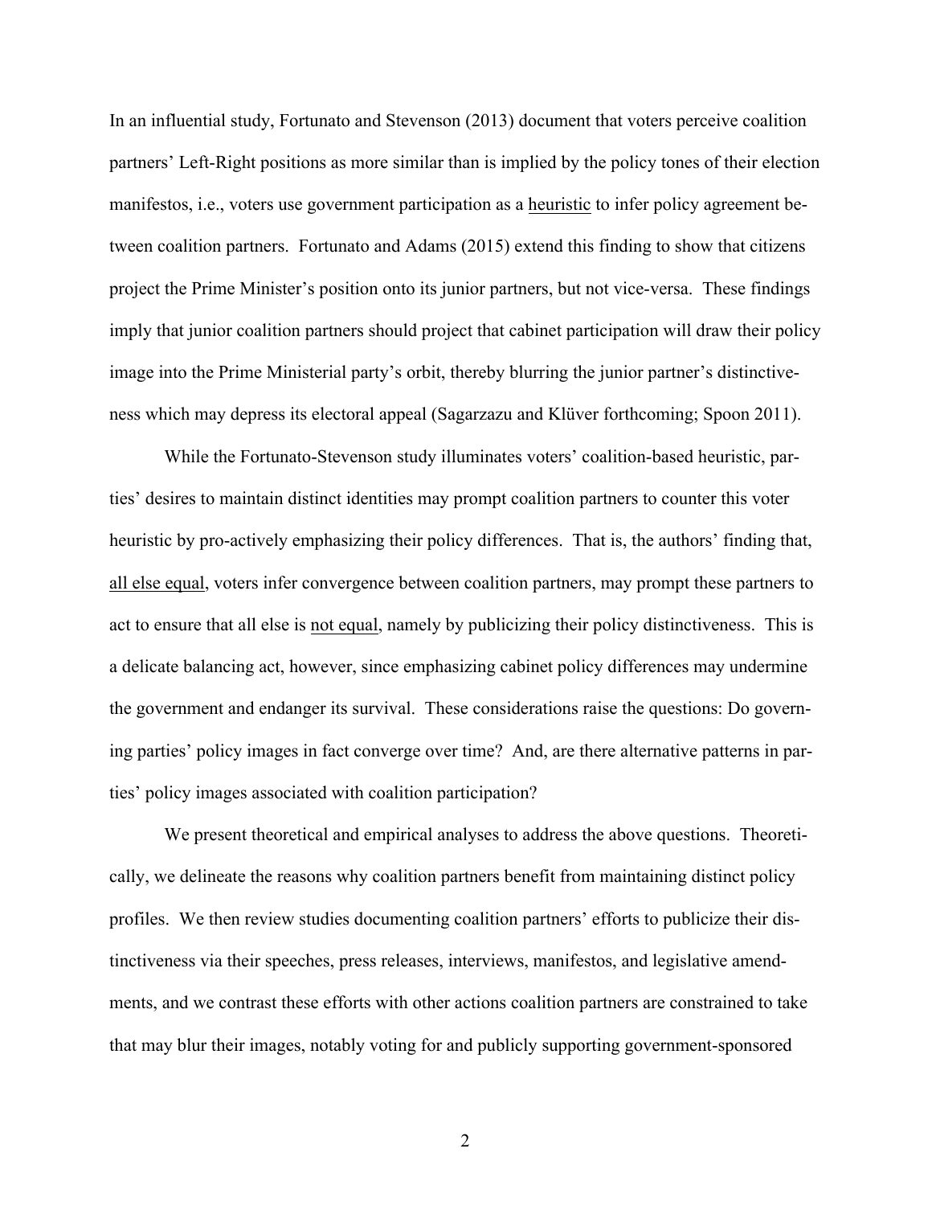In an influential study, Fortunato and Stevenson (2013) document that voters perceive coalition partners' Left-Right positions as more similar than is implied by the policy tones of their election manifestos, i.e., voters use government participation as a <u>heuristic</u> to infer policy agreement between coalition partners. Fortunato and Adams (2015) extend this finding to show that citizens project the Prime Minister's position onto its junior partners, but not vice-versa. These findings imply that junior coalition partners should project that cabinet participation will draw their policy image into the Prime Ministerial party's orbit, thereby blurring the junior partner's distinctiveness which may depress its electoral appeal (Sagarzazu and Klüver forthcoming; Spoon 2011).

While the Fortunato-Stevenson study illuminates voters' coalition-based heuristic, parties' desires to maintain distinct identities may prompt coalition partners to counter this voter heuristic by pro-actively emphasizing their policy differences. That is, the authors' finding that, <u>all else equal</u>, voters infer convergence between coalition partners, may prompt these partners to act to ensure that all else is <u>not equal</u>, namely by publicizing their policy distinctiveness. This is a delicate balancing act, however, since emphasizing cabinet policy differences may undermine the government and endanger its survival. These considerations raise the questions: Do governing parties' policy images in fact converge over time? And, are there alternative patterns in parties' policy images associated with coalition participation?

We present theoretical and empirical analyses to address the above questions. Theoretically, we delineate the reasons why coalition partners benefit from maintaining distinct policy profiles. We then review studies documenting coalition partners' efforts to publicize their distinctiveness via their speeches, press releases, interviews, manifestos, and legislative amendments, and we contrast these efforts with other actions coalition partners are constrained to take that may blur their images, notably voting for and publicly supporting government-sponsored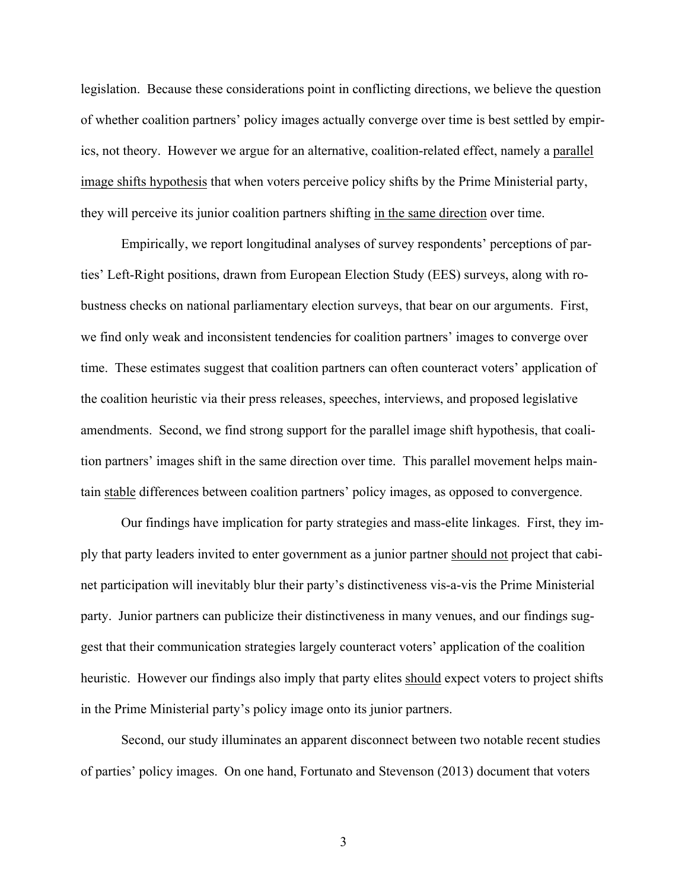legislation. Because these considerations point in conflicting directions, we believe the question of whether coalition partners' policy images actually converge over time is best settled by empirics, not theory. However we argue for an alternative, coalition-related effect, namely a parallel image shifts hypothesis that when voters perceive policy shifts by the Prime Ministerial party, they will perceive its junior coalition partners shifting in the same direction over time.

Empirically, we report longitudinal analyses of survey respondents' perceptions of parties' Left-Right positions, drawn from European Election Study (EES) surveys, along with robustness checks on national parliamentary election surveys, that bear on our arguments. First, we find only weak and inconsistent tendencies for coalition partners' images to converge over time. These estimates suggest that coalition partners can often counteract voters' application of the coalition heuristic via their press releases, speeches, interviews, and proposed legislative amendments. Second, we find strong support for the parallel image shift hypothesis, that coalition partners' images shift in the same direction over time. This parallel movement helps maintain stable differences between coalition partners' policy images, as opposed to convergence.

Our findings have implication for party strategies and mass-elite linkages. First, they imply that party leaders invited to enter government as a junior partner should not project that cabinet participation will inevitably blur their party's distinctiveness vis-a-vis the Prime Ministerial party. Junior partners can publicize their distinctiveness in many venues, and our findings suggest that their communication strategies largely counteract voters' application of the coalition heuristic. However our findings also imply that party elites should expect voters to project shifts in the Prime Ministerial party's policy image onto its junior partners.

Second, our study illuminates an apparent disconnect between two notable recent studies of parties' policy images. On one hand, Fortunato and Stevenson (2013) document that voters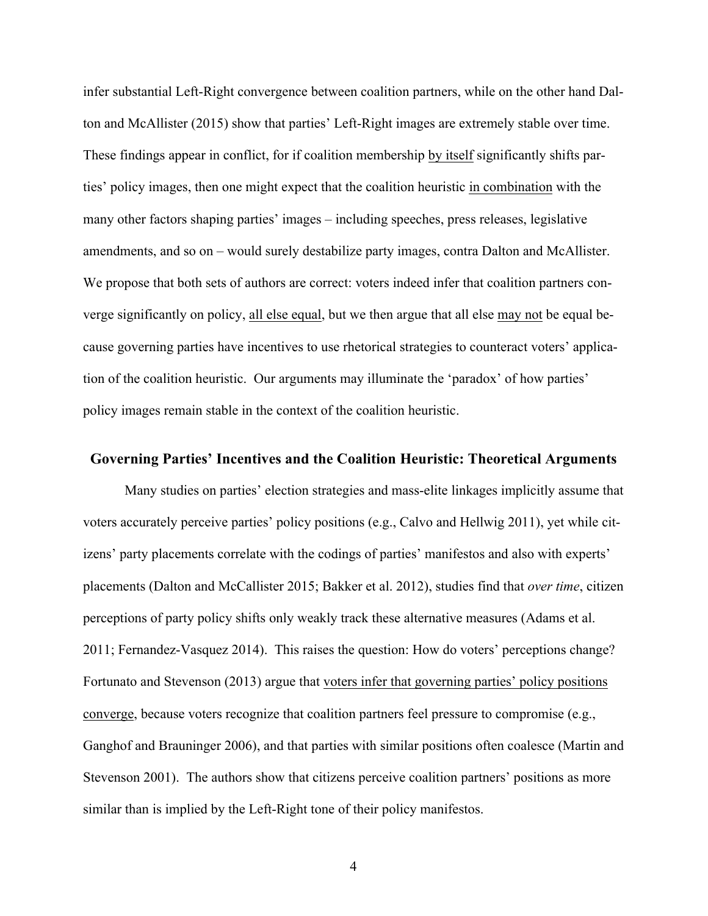infer substantial Left-Right convergence between coalition partners, while on the other hand Dalton and McAllister (2015) show that parties' Left-Right images are extremely stable over time. These findings appear in conflict, for if coalition membership <u>by itself</u> significantly shifts parties' policy images, then one might expect that the coalition heuristic <u>in combination</u> with the many other factors shaping parties' images – including speeches, press releases, legislative amendments, and so on – would surely destabilize party images, contra Dalton and McAllister. We propose that both sets of authors are correct: voters indeed infer that coalition partners converge significantly on policy, <u>all else equal</u>, but we then argue that all else <u>may not</u> be equal because governing parties have incentives to use rhetorical strategies to counteract voters' application of the coalition heuristic. Our arguments may illuminate the 'paradox' of how parties' policy images remain stable in the context of the coalition heuristic.

## Governing Parties' Incentives and the Coalition Heuristic: Theoretical Arguments

Many studies on parties' election strategies and mass-elite linkages implicitly assume that voters accurately perceive parties' policy positions (e.g., Calvo and Hellwig 2011), yet while citizens' party placements correlate with the codings of parties' manifestos and also with experts' placements (Dalton and McCallister 2015; Bakker et al. 2012), studies find that *over time*, citizen perceptions of party policy shifts only weakly track these alternative measures (Adams et al. 2011; Fernandez-Vasquez 2014). This raises the question: How do voters' perceptions change? Fortunato and Stevenson (2013) argue that <u>voters infer that governing parties' policy positions converge</u>, because voters recognize that coalition partners feel pressure to compromise (e.g., Ganghof and Brauninger 2006), and that parties with similar positions often coalesce (Martin and Stevenson 2001). The authors show that citizens perceive coalition partners' positions as more similar than is implied by the Left-Right tone of their policy manifestos.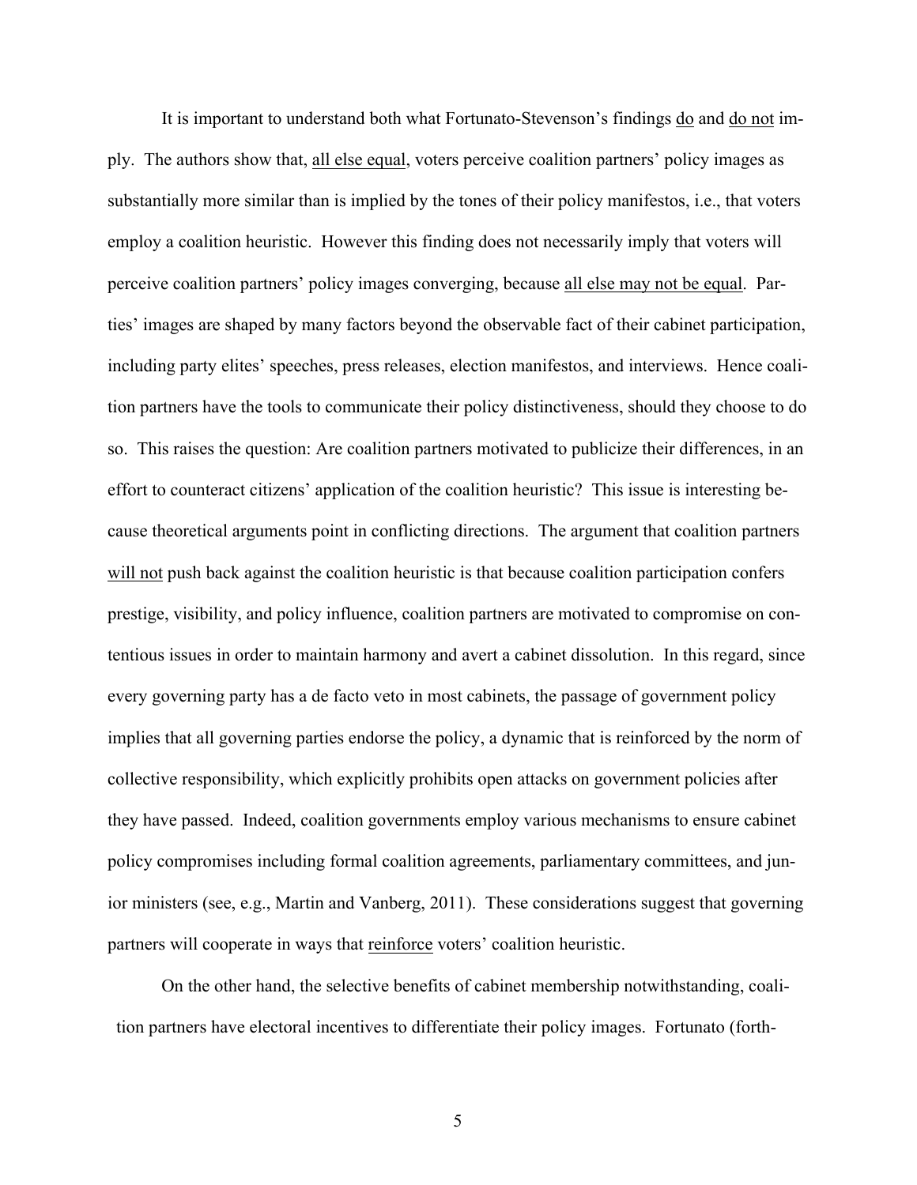It is important to understand both what Fortunato-Stevenson's findings <u>do</u> and <u>do not</u> imply. The authors show that, <u>all else equal</u>, voters perceive coalition partners' policy images as substantially more similar than is implied by the tones of their policy manifestos, i.e., that voters employ a coalition heuristic. However this finding does not necessarily imply that voters will perceive coalition partners' policy images converging, because <u>all else may not be equal</u>. Parties' images are shaped by many factors beyond the observable fact of their cabinet participation, including party elites' speeches, press releases, election manifestos, and interviews. Hence coalition partners have the tools to communicate their policy distinctiveness, should they choose to do so. This raises the question: Are coalition partners motivated to publicize their differences, in an effort to counteract citizens' application of the coalition heuristic? This issue is interesting because theoretical arguments point in conflicting directions. The argument that coalition partners <u>will not</u> push back against the coalition heuristic is that because coalition participation confers prestige, visibility, and policy influence, coalition partners are motivated to compromise on contentious issues in order to maintain harmony and avert a cabinet dissolution. In this regard, since every governing party has a de facto veto in most cabinets, the passage of government policy implies that all governing parties endorse the policy, a dynamic that is reinforced by the norm of collective responsibility, which explicitly prohibits open attacks on government policies after they have passed. Indeed, coalition governments employ various mechanisms to ensure cabinet policy compromises including formal coalition agreements, parliamentary committees, and junior ministers (see, e.g., Martin and Vanberg, 2011). These considerations suggest that governing partners will cooperate in ways that <u>reinforce</u> voters' coalition heuristic.

On the other hand, the selective benefits of cabinet membership notwithstanding, coalition partners have electoral incentives to differentiate their policy images. Fortunato (forth-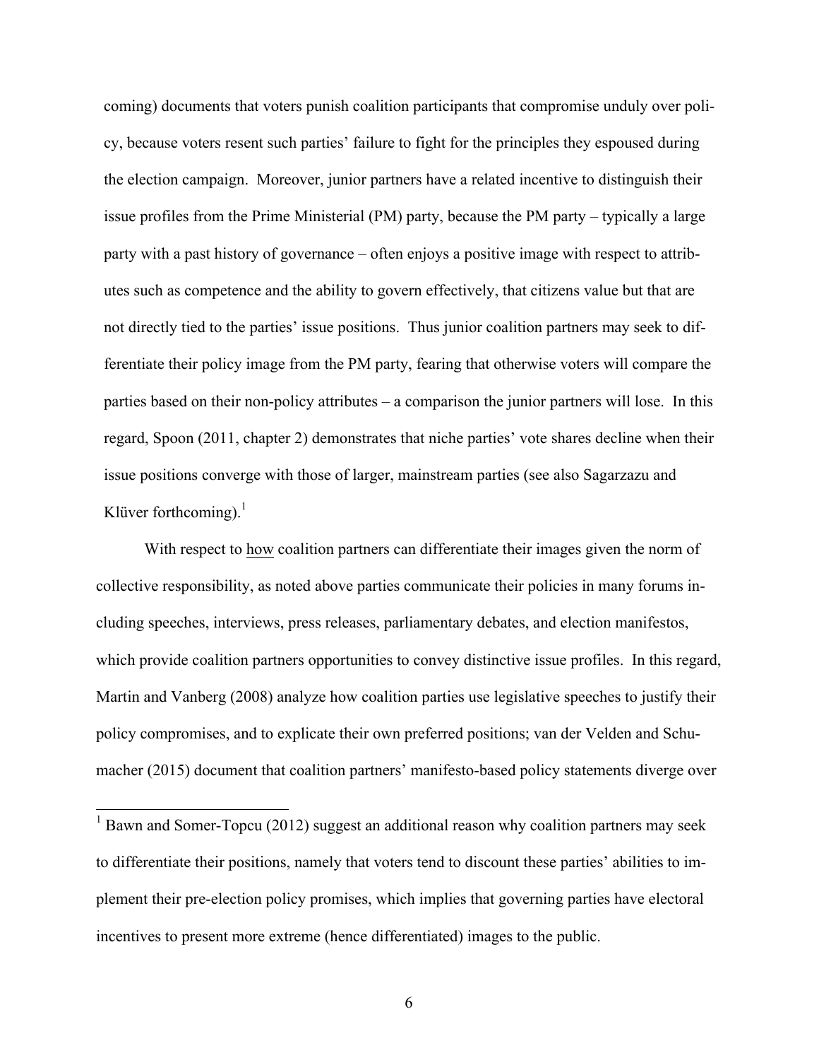coming) documents that voters punish coalition participants that compromise unduly over policy, because voters resent such parties' failure to fight for the principles they espoused during the election campaign. Moreover, junior partners have a related incentive to distinguish their issue profiles from the Prime Ministerial (PM) party, because the PM party – typically a large party with a past history of governance – often enjoys a positive image with respect to attributes such as competence and the ability to govern effectively, that citizens value but that are not directly tied to the parties' issue positions. Thus junior coalition partners may seek to differentiate their policy image from the PM party, fearing that otherwise voters will compare the parties based on their non-policy attributes – a comparison the junior partners will lose. In this regard, Spoon (2011, chapter 2) demonstrates that niche parties' vote shares decline when their issue positions converge with those of larger, mainstream parties (see also Sagarzazu and Klüver forthcoming).[1]

With respect to how coalition partners can differentiate their images given the norm of collective responsibility, as noted above parties communicate their policies in many forums including speeches, interviews, press releases, parliamentary debates, and election manifestos, which provide coalition partners opportunities to convey distinctive issue profiles. In this regard, Martin and Vanberg (2008) analyze how coalition parties use legislative speeches to justify their policy compromises, and to explicate their own preferred positions; van der Velden and Schumacher (2015) document that coalition partners' manifesto-based policy statements diverge over

[1] Bawn and Somer-Topcu (2012) suggest an additional reason why coalition partners may seek to differentiate their positions, namely that voters tend to discount these parties' abilities to implement their pre-election policy promises, which implies that governing parties have electoral incentives to present more extreme (hence differentiated) images to the public.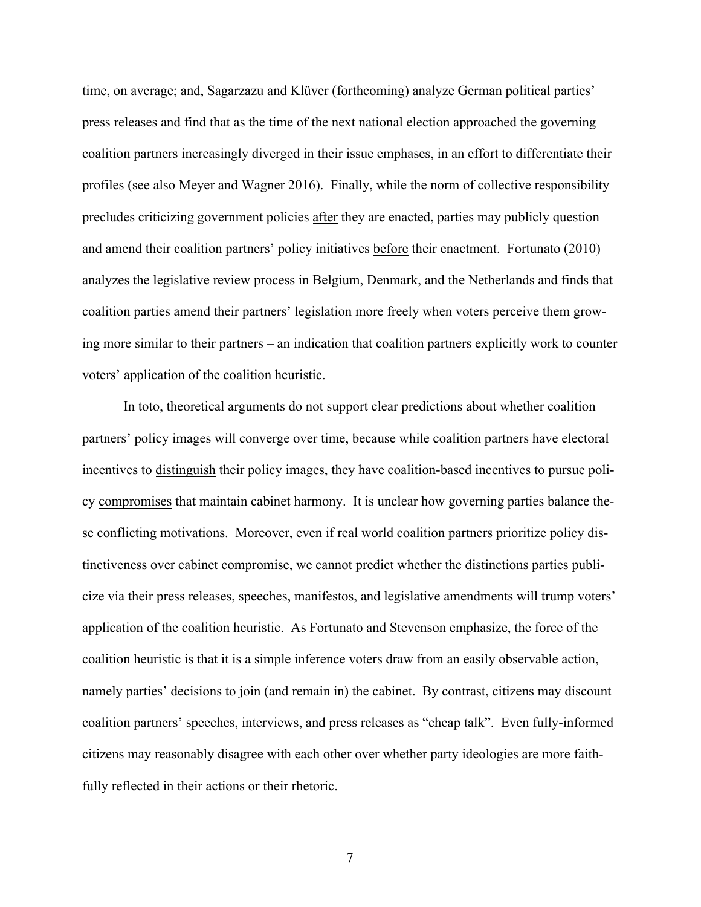time, on average; and, Sagarzazu and Klüver (forthcoming) analyze German political parties' press releases and find that as the time of the next national election approached the governing coalition partners increasingly diverged in their issue emphases, in an effort to differentiate their profiles (see also Meyer and Wagner 2016). Finally, while the norm of collective responsibility precludes criticizing government policies <u>after</u> they are enacted, parties may publicly question and amend their coalition partners' policy initiatives <u>before</u> their enactment. Fortunato (2010) analyzes the legislative review process in Belgium, Denmark, and the Netherlands and finds that coalition parties amend their partners' legislation more freely when voters perceive them growing more similar to their partners – an indication that coalition partners explicitly work to counter voters' application of the coalition heuristic.

In toto, theoretical arguments do not support clear predictions about whether coalition partners' policy images will converge over time, because while coalition partners have electoral incentives to <u>distinguish</u> their policy images, they have coalition-based incentives to pursue policy <u>compromises</u> that maintain cabinet harmony. It is unclear how governing parties balance these conflicting motivations. Moreover, even if real world coalition partners prioritize policy distinctiveness over cabinet compromise, we cannot predict whether the distinctions parties publicize via their press releases, speeches, manifestos, and legislative amendments will trump voters' application of the coalition heuristic. As Fortunato and Stevenson emphasize, the force of the coalition heuristic is that it is a simple inference voters draw from an easily observable <u>action</u>, namely parties' decisions to join (and remain in) the cabinet. By contrast, citizens may discount coalition partners' speeches, interviews, and press releases as "cheap talk". Even fully-informed citizens may reasonably disagree with each other over whether party ideologies are more faithfully reflected in their actions or their rhetoric.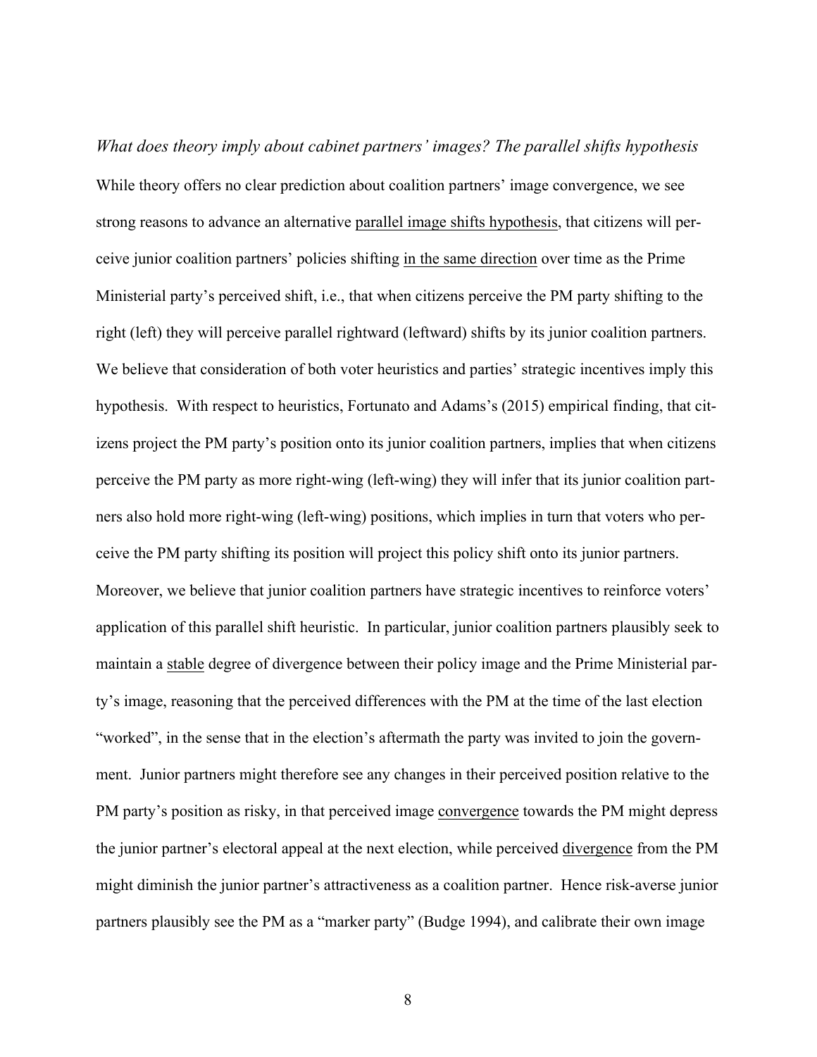*What does theory imply about cabinet partners' images? The parallel shifts hypothesis*

While theory offers no clear prediction about coalition partners' image convergence, we see strong reasons to advance an alternative parallel image shifts hypothesis, that citizens will perceive junior coalition partners' policies shifting in the same direction over time as the Prime Ministerial party's perceived shift, i.e., that when citizens perceive the PM party shifting to the right (left) they will perceive parallel rightward (leftward) shifts by its junior coalition partners. We believe that consideration of both voter heuristics and parties' strategic incentives imply this hypothesis. With respect to heuristics, Fortunato and Adams's (2015) empirical finding, that citizens project the PM party's position onto its junior coalition partners, implies that when citizens perceive the PM party as more right-wing (left-wing) they will infer that its junior coalition partners also hold more right-wing (left-wing) positions, which implies in turn that voters who perceive the PM party shifting its position will project this policy shift onto its junior partners. Moreover, we believe that junior coalition partners have strategic incentives to reinforce voters' application of this parallel shift heuristic. In particular, junior coalition partners plausibly seek to maintain a stable degree of divergence between their policy image and the Prime Ministerial party's image, reasoning that the perceived differences with the PM at the time of the last election "worked", in the sense that in the election's aftermath the party was invited to join the government. Junior partners might therefore see any changes in their perceived position relative to the PM party's position as risky, in that perceived image convergence towards the PM might depress the junior partner's electoral appeal at the next election, while perceived divergence from the PM might diminish the junior partner's attractiveness as a coalition partner. Hence risk-averse junior partners plausibly see the PM as a "marker party" (Budge 1994), and calibrate their own image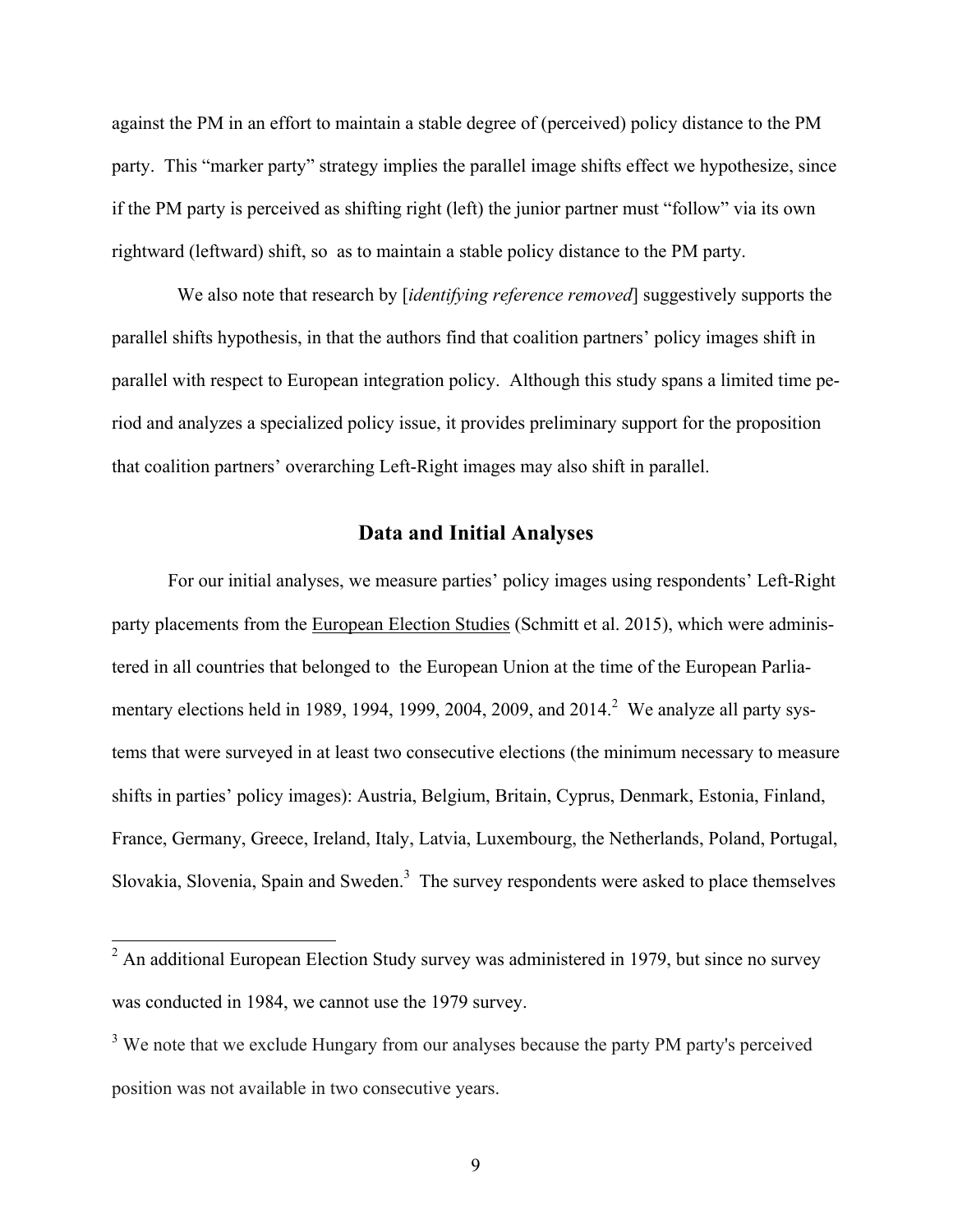against the PM in an effort to maintain a stable degree of (perceived) policy distance to the PM party. This "marker party" strategy implies the parallel image shifts effect we hypothesize, since if the PM party is perceived as shifting right (left) the junior partner must "follow" via its own rightward (leftward) shift, so as to maintain a stable policy distance to the PM party.

We also note that research by [*identifying reference removed*] suggestively supports the parallel shifts hypothesis, in that the authors find that coalition partners' policy images shift in parallel with respect to European integration policy. Although this study spans a limited time period and analyzes a specialized policy issue, it provides preliminary support for the proposition that coalition partners' overarching Left-Right images may also shift in parallel.

## Data and Initial Analyses

For our initial analyses, we measure parties' policy images using respondents' Left-Right party placements from the European Election Studies (Schmitt et al. 2015), which were administered in all countries that belonged to the European Union at the time of the European Parliamentary elections held in 1989, 1994, 1999, 2004, 2009, and 2014.[2] We analyze all party systems that were surveyed in at least two consecutive elections (the minimum necessary to measure shifts in parties' policy images): Austria, Belgium, Britain, Cyprus, Denmark, Estonia, Finland, France, Germany, Greece, Ireland, Italy, Latvia, Luxembourg, the Netherlands, Poland, Portugal, Slovakia, Slovenia, Spain and Sweden.[3] The survey respondents were asked to place themselves

[2] An additional European Election Study survey was administered in 1979, but since no survey was conducted in 1984, we cannot use the 1979 survey.

[3] We note that we exclude Hungary from our analyses because the party PM party's perceived position was not available in two consecutive years.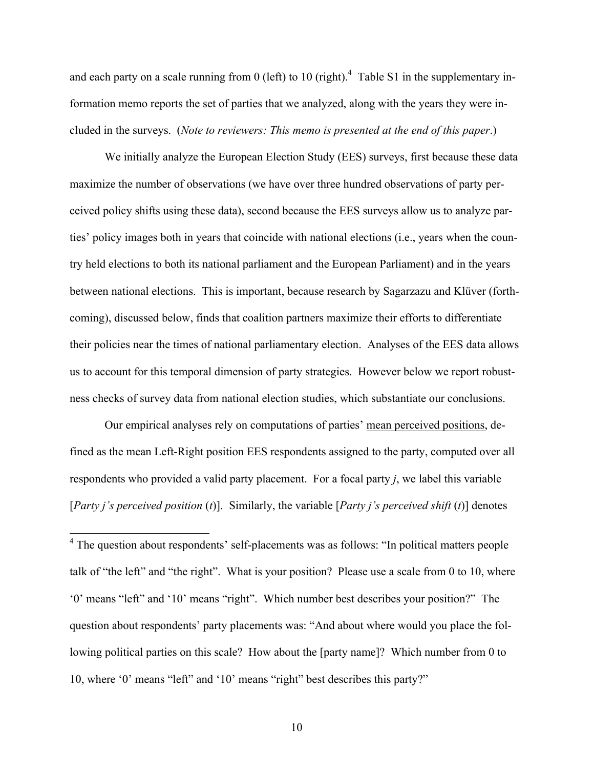and each party on a scale running from 0 (left) to 10 (right).[4] Table S1 in the supplementary information memo reports the set of parties that we analyzed, along with the years they were included in the surveys. (*Note to reviewers: This memo is presented at the end of this paper*.)

We initially analyze the European Election Study (EES) surveys, first because these data maximize the number of observations (we have over three hundred observations of party perceived policy shifts using these data), second because the EES surveys allow us to analyze parties' policy images both in years that coincide with national elections (i.e., years when the country held elections to both its national parliament and the European Parliament) and in the years between national elections. This is important, because research by Sagarzazu and Klüver (forthcoming), discussed below, finds that coalition partners maximize their efforts to differentiate their policies near the times of national parliamentary election. Analyses of the EES data allows us to account for this temporal dimension of party strategies. However below we report robustness checks of survey data from national election studies, which substantiate our conclusions.

Our empirical analyses rely on computations of parties' <u>mean perceived positions</u>, defined as the mean Left-Right position EES respondents assigned to the party, computed over all respondents who provided a valid party placement. For a focal party *j*, we label this variable [*Party j's perceived position* (*t*)]. Similarly, the variable [*Party j's perceived shift* (*t*)] denotes

---

[4] The question about respondents' self-placements was as follows: "In political matters people talk of "the left" and "the right". What is your position? Please use a scale from 0 to 10, where '0' means "left" and '10' means "right". Which number best describes your position?" The question about respondents' party placements was: "And about where would you place the following political parties on this scale? How about the [party name]? Which number from 0 to 10, where '0' means "left" and '10' means "right" best describes this party?"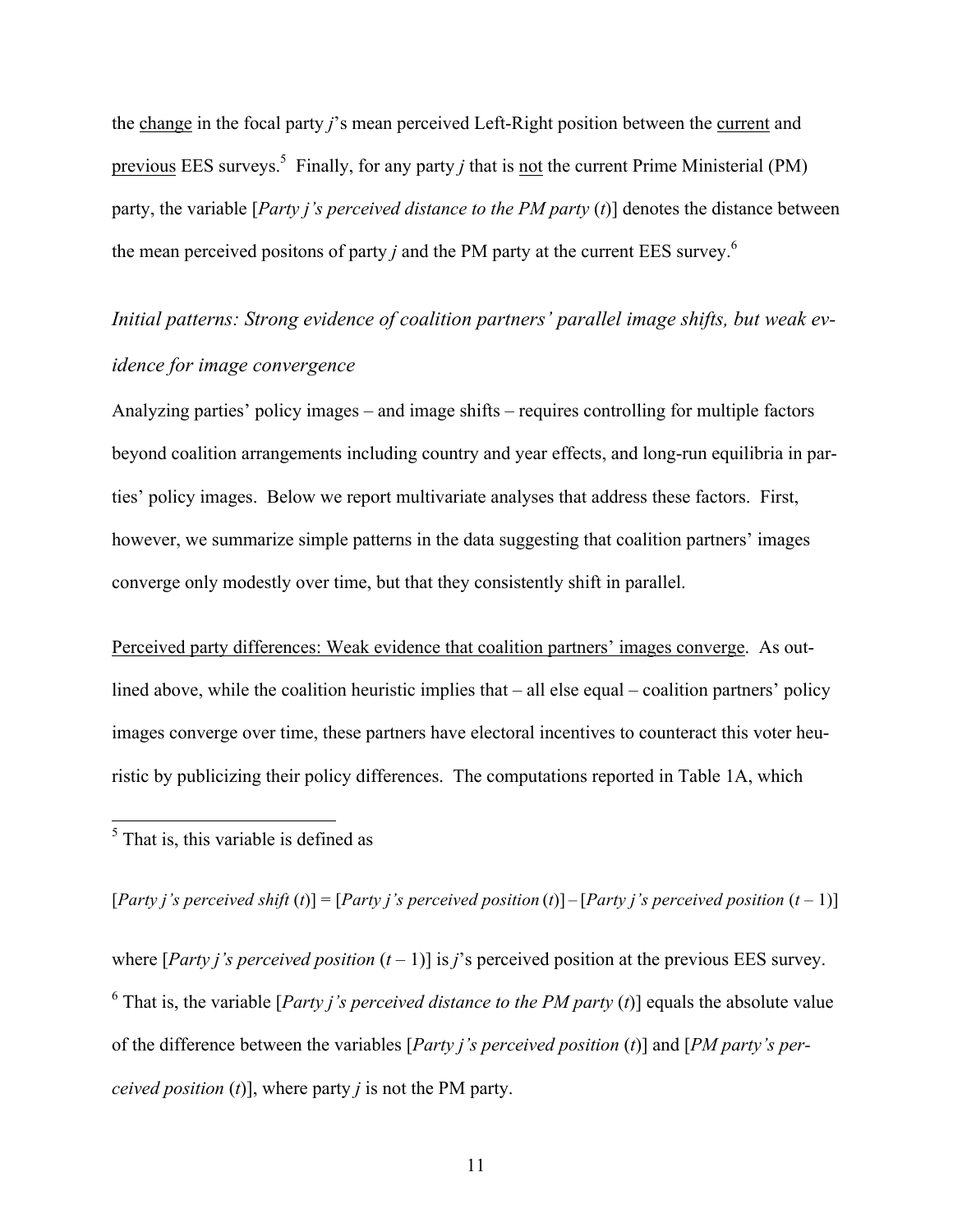the change in the focal party *j*'s mean perceived Left-Right position between the current and previous EES surveys.[5] Finally, for any party *j* that is not the current Prime Ministerial (PM) party, the variable [*Party j's perceived distance to the PM party* (*t*)] denotes the distance between the mean perceived positons of party *j* and the PM party at the current EES survey.[6]

### *Initial patterns: Strong evidence of coalition partners' parallel image shifts, but weak evidence for image convergence*

Analyzing parties' policy images – and image shifts – requires controlling for multiple factors beyond coalition arrangements including country and year effects, and long-run equilibria in parties' policy images. Below we report multivariate analyses that address these factors. First, however, we summarize simple patterns in the data suggesting that coalition partners' images converge only modestly over time, but that they consistently shift in parallel.

Perceived party differences: Weak evidence that coalition partners' images converge. As outlined above, while the coalition heuristic implies that – all else equal – coalition partners' policy images converge over time, these partners have electoral incentives to counteract this voter heuristic by publicizing their policy differences. The computations reported in Table 1A, which

---

[5] That is, this variable is defined as

[*Party j's perceived shift* (*t*)] = [*Party j's perceived position* (*t*)] – [*Party j's perceived position* ($t - 1$)]

where [*Party j's perceived position* ($t - 1$)] is *j*'s perceived position at the previous EES survey.

[6] That is, the variable [*Party j's perceived distance to the PM party* (*t*)] equals the absolute value of the difference between the variables [*Party j's perceived position* (*t*)] and [*PM party's perceived position* (*t*)], where party *j* is not the PM party.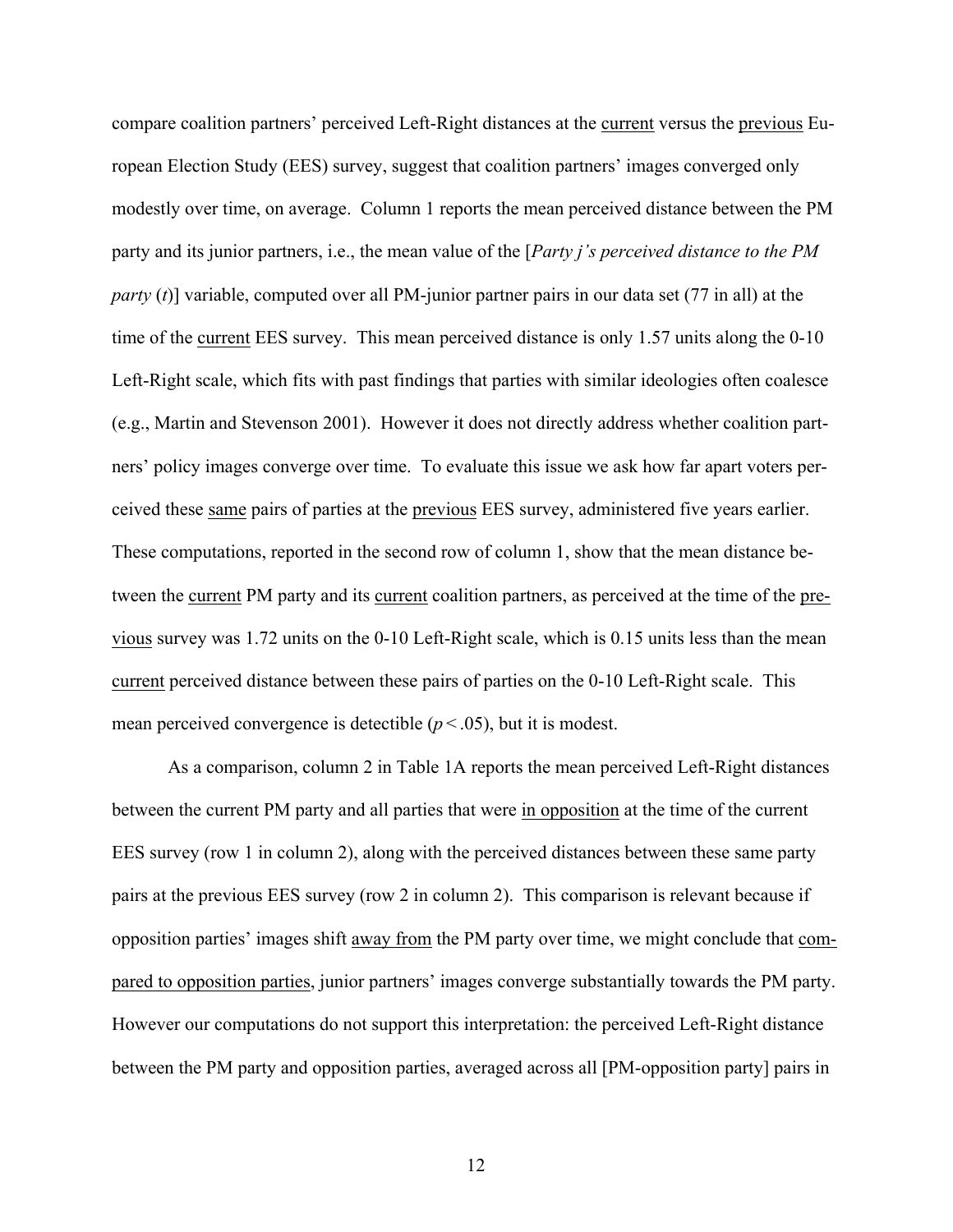compare coalition partners' perceived Left-Right distances at the current versus the previous European Election Study (EES) survey, suggest that coalition partners' images converged only modestly over time, on average. Column 1 reports the mean perceived distance between the PM party and its junior partners, i.e., the mean value of the [*Party j's perceived distance to the PM party* (*t*)] variable, computed over all PM-junior partner pairs in our data set (77 in all) at the time of the current EES survey. This mean perceived distance is only 1.57 units along the 0-10 Left-Right scale, which fits with past findings that parties with similar ideologies often coalesce (e.g., Martin and Stevenson 2001). However it does not directly address whether coalition partners' policy images converge over time. To evaluate this issue we ask how far apart voters perceived these same pairs of parties at the previous EES survey, administered five years earlier. These computations, reported in the second row of column 1, show that the mean distance between the current PM party and its current coalition partners, as perceived at the time of the previous survey was 1.72 units on the 0-10 Left-Right scale, which is 0.15 units less than the mean current perceived distance between these pairs of parties on the 0-10 Left-Right scale. This mean perceived convergence is detectible ($p < .05$), but it is modest.

As a comparison, column 2 in Table 1A reports the mean perceived Left-Right distances between the current PM party and all parties that were in opposition at the time of the current EES survey (row 1 in column 2), along with the perceived distances between these same party pairs at the previous EES survey (row 2 in column 2). This comparison is relevant because if opposition parties' images shift away from the PM party over time, we might conclude that compared to opposition parties, junior partners' images converge substantially towards the PM party. However our computations do not support this interpretation: the perceived Left-Right distance between the PM party and opposition parties, averaged across all [PM-opposition party] pairs in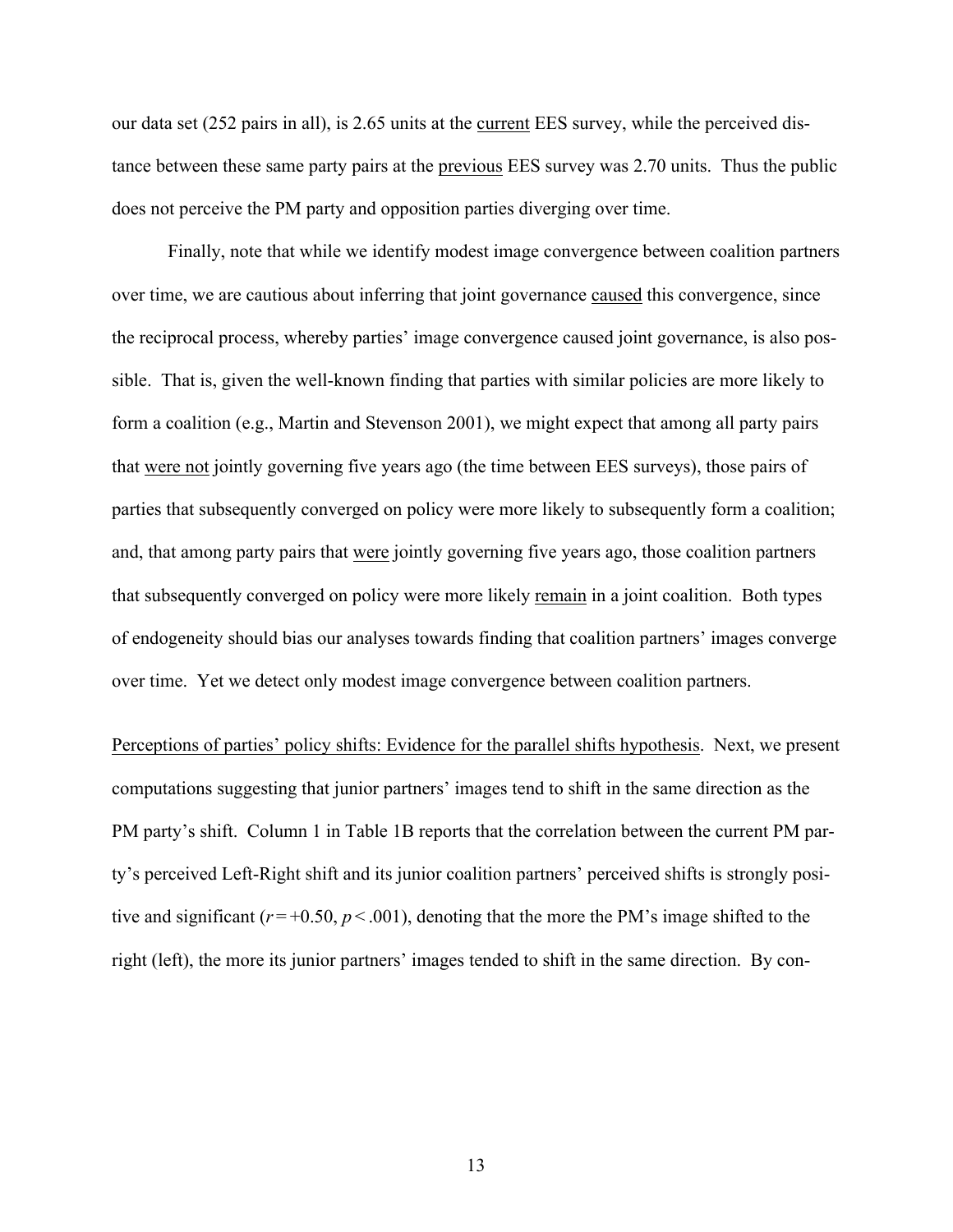our data set (252 pairs in all), is 2.65 units at the current EES survey, while the perceived distance between these same party pairs at the previous EES survey was 2.70 units. Thus the public does not perceive the PM party and opposition parties diverging over time.

Finally, note that while we identify modest image convergence between coalition partners over time, we are cautious about inferring that joint governance caused this convergence, since the reciprocal process, whereby parties' image convergence caused joint governance, is also possible. That is, given the well-known finding that parties with similar policies are more likely to form a coalition (e.g., Martin and Stevenson 2001), we might expect that among all party pairs that were not jointly governing five years ago (the time between EES surveys), those pairs of parties that subsequently converged on policy were more likely to subsequently form a coalition; and, that among party pairs that were jointly governing five years ago, those coalition partners that subsequently converged on policy were more likely remain in a joint coalition. Both types of endogeneity should bias our analyses towards finding that coalition partners' images converge over time. Yet we detect only modest image convergence between coalition partners.

Perceptions of parties' policy shifts: Evidence for the parallel shifts hypothesis. Next, we present computations suggesting that junior partners' images tend to shift in the same direction as the PM party's shift. Column 1 in Table 1B reports that the correlation between the current PM party's perceived Left-Right shift and its junior coalition partners' perceived shifts is strongly positive and significant ($r = +0.50$, $p < .001$), denoting that the more the PM's image shifted to the right (left), the more its junior partners' images tended to shift in the same direction. By con-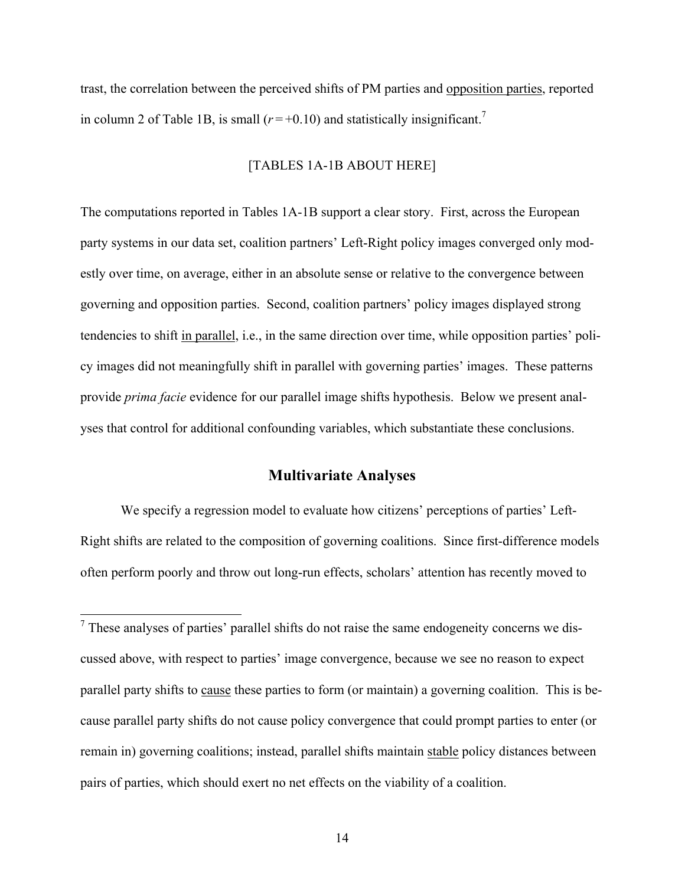trast, the correlation between the perceived shifts of PM parties and opposition parties, reported in column 2 of Table 1B, is small ($r = +0.10$) and statistically insignificant.[7]

[TABLES 1A-1B ABOUT HERE]

The computations reported in Tables 1A-1B support a clear story. First, across the European party systems in our data set, coalition partners' Left-Right policy images converged only modestly over time, on average, either in an absolute sense or relative to the convergence between governing and opposition parties. Second, coalition partners' policy images displayed strong tendencies to shift in parallel, i.e., in the same direction over time, while opposition parties' policy images did not meaningfully shift in parallel with governing parties' images. These patterns provide *prima facie* evidence for our parallel image shifts hypothesis. Below we present analyses that control for additional confounding variables, which substantiate these conclusions.

## Multivariate Analyses

We specify a regression model to evaluate how citizens' perceptions of parties' Left-Right shifts are related to the composition of governing coalitions. Since first-difference models often perform poorly and throw out long-run effects, scholars' attention has recently moved to

---

[7] These analyses of parties' parallel shifts do not raise the same endogeneity concerns we discussed above, with respect to parties' image convergence, because we see no reason to expect parallel party shifts to cause these parties to form (or maintain) a governing coalition. This is because parallel party shifts do not cause policy convergence that could prompt parties to enter (or remain in) governing coalitions; instead, parallel shifts maintain stable policy distances between pairs of parties, which should exert no net effects on the viability of a coalition.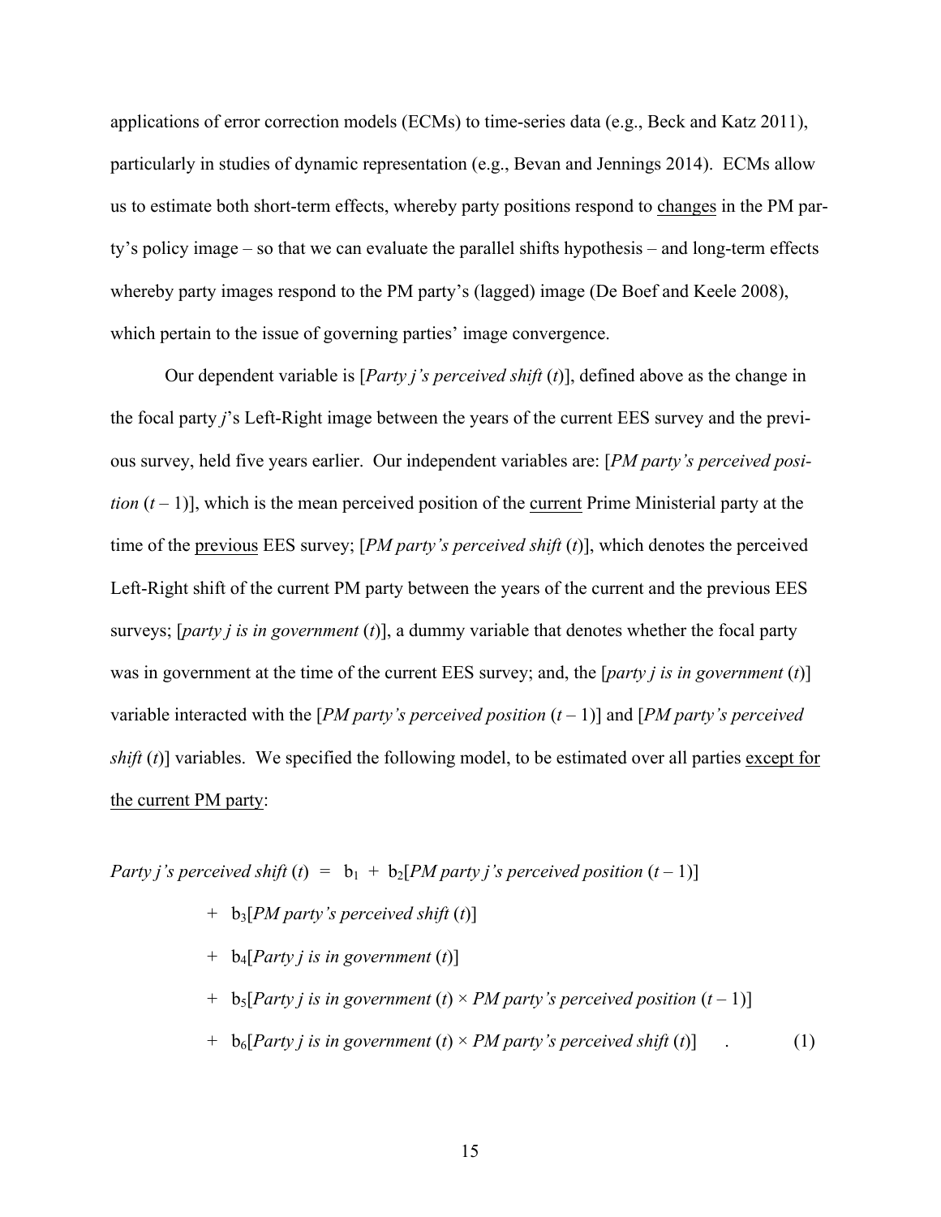applications of error correction models (ECMs) to time-series data (e.g., Beck and Katz 2011), particularly in studies of dynamic representation (e.g., Bevan and Jennings 2014). ECMs allow us to estimate both short-term effects, whereby party positions respond to <u>changes</u> in the PM party's policy image – so that we can evaluate the parallel shifts hypothesis – and long-term effects whereby party images respond to the PM party's (lagged) image (De Boef and Keele 2008), which pertain to the issue of governing parties' image convergence.

Our dependent variable is [*Party j's perceived shift* (*t*)], defined above as the change in the focal party *j*'s Left-Right image between the years of the current EES survey and the previous survey, held five years earlier. Our independent variables are: [*PM party's perceived position* (*t* – 1)], which is the mean perceived position of the <u>current</u> Prime Ministerial party at the time of the <u>previous</u> EES survey; [*PM party's perceived shift* (*t*)], which denotes the perceived Left-Right shift of the current PM party between the years of the current and the previous EES surveys; [*party j is in government* (*t*)], a dummy variable that denotes whether the focal party was in government at the time of the current EES survey; and, the [*party j is in government* (*t*)] variable interacted with the [*PM party's perceived position* (*t* – 1)] and [*PM party's perceived shift* (*t*)] variables. We specified the following model, to be estimated over all parties <u>except for the current PM party</u>:

$$
\begin{aligned}
\textit{Party j's perceived shift } (t) \; = \; & b_1 \; + \; b_2[\textit{PM party j's perceived position } (t-1)] \\
& + \; b_3[\textit{PM party's perceived shift } (t)] \\
& + \; b_4[\textit{Party j is in government } (t)] \\
& + \; b_5[\textit{Party j is in government } (t) \times \textit{PM party's perceived position } (t-1)] \\
& + \; b_6[\textit{Party j is in government } (t) \times \textit{PM party's perceived shift } (t)] \quad . \qquad (1)
\end{aligned}
$$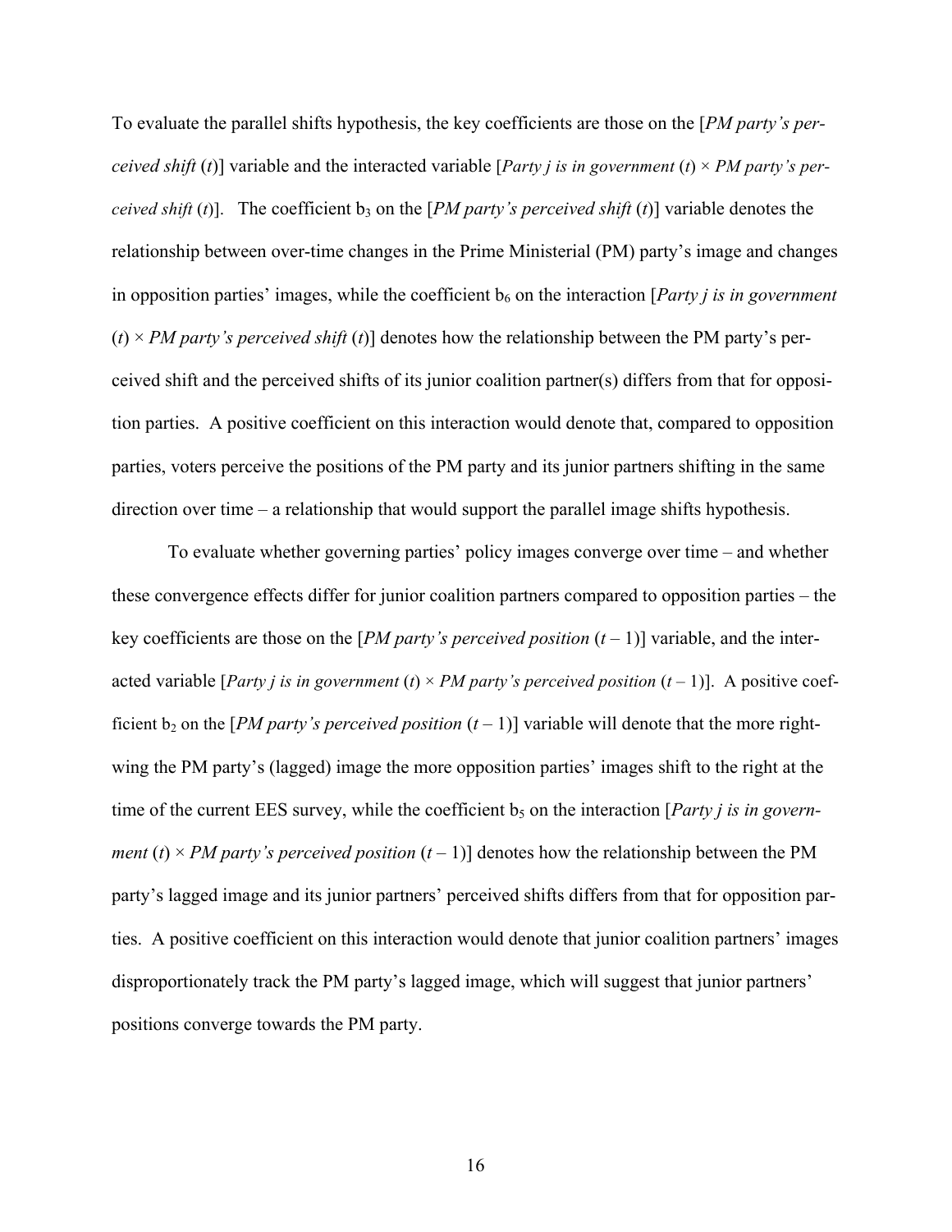To evaluate the parallel shifts hypothesis, the key coefficients are those on the [*PM party's perceived shift* (*t*)] variable and the interacted variable [*Party j is in government* (*t*) × *PM party's perceived shift* (*t*)]. The coefficient $b_3$ on the [*PM party's perceived shift* (*t*)] variable denotes the relationship between over-time changes in the Prime Ministerial (PM) party's image and changes in opposition parties' images, while the coefficient $b_6$ on the interaction [*Party j is in government* (*t*) × *PM party's perceived shift* (*t*)] denotes how the relationship between the PM party's perceived shift and the perceived shifts of its junior coalition partner(s) differs from that for opposition parties. A positive coefficient on this interaction would denote that, compared to opposition parties, voters perceive the positions of the PM party and its junior partners shifting in the same direction over time – a relationship that would support the parallel image shifts hypothesis.

To evaluate whether governing parties' policy images converge over time – and whether these convergence effects differ for junior coalition partners compared to opposition parties – the key coefficients are those on the [*PM party's perceived position* (*t* – 1)] variable, and the interacted variable [*Party j is in government* (*t*) × *PM party's perceived position* (*t* – 1)]. A positive coefficient $b_2$ on the [*PM party's perceived position* (*t* – 1)] variable will denote that the more right-wing the PM party's (lagged) image the more opposition parties' images shift to the right at the time of the current EES survey, while the coefficient $b_5$ on the interaction [*Party j is in government* (*t*) × *PM party's perceived position* (*t* – 1)] denotes how the relationship between the PM party's lagged image and its junior partners' perceived shifts differs from that for opposition parties. A positive coefficient on this interaction would denote that junior coalition partners' images disproportionately track the PM party's lagged image, which will suggest that junior partners' positions converge towards the PM party.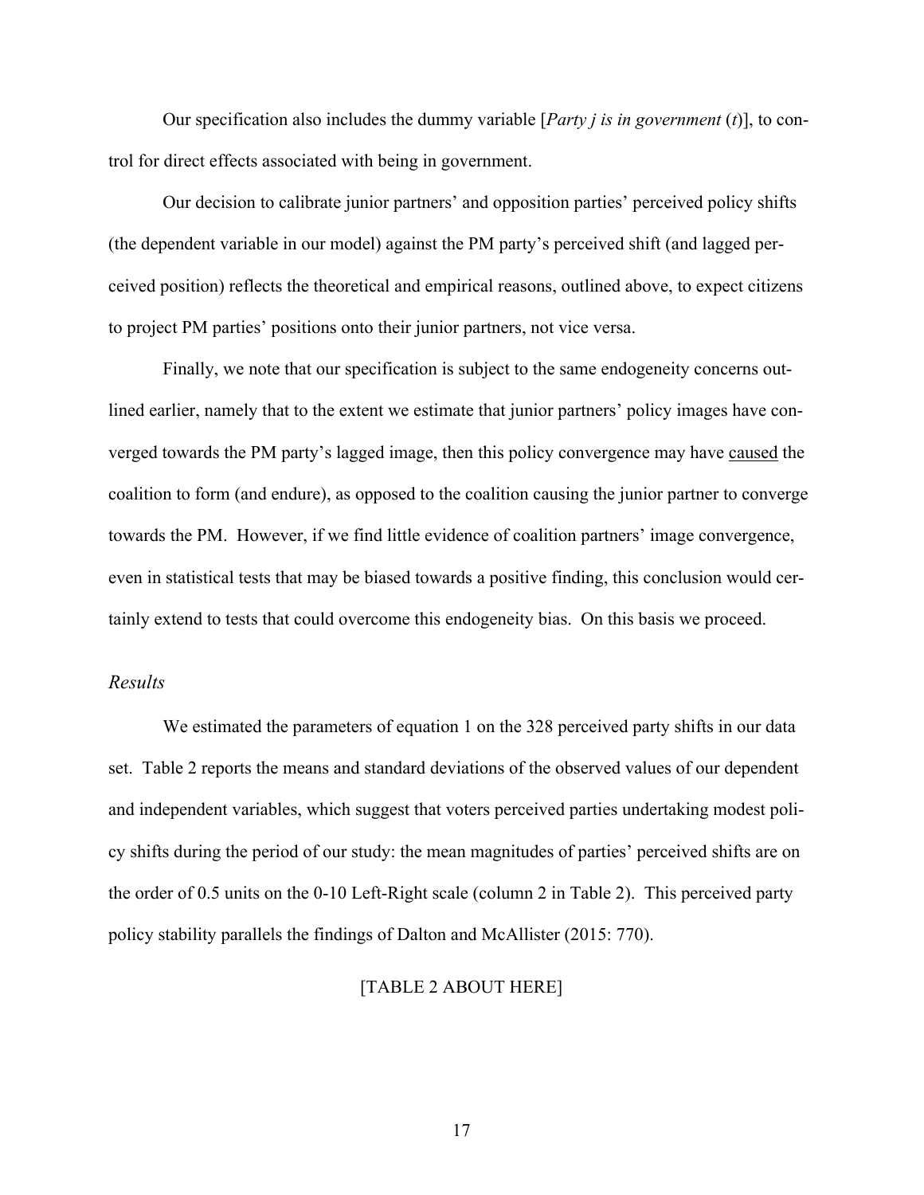Our specification also includes the dummy variable [*Party j is in government* (*t*)], to control for direct effects associated with being in government.

Our decision to calibrate junior partners' and opposition parties' perceived policy shifts (the dependent variable in our model) against the PM party's perceived shift (and lagged perceived position) reflects the theoretical and empirical reasons, outlined above, to expect citizens to project PM parties' positions onto their junior partners, not vice versa.

Finally, we note that our specification is subject to the same endogeneity concerns outlined earlier, namely that to the extent we estimate that junior partners' policy images have converged towards the PM party's lagged image, then this policy convergence may have caused the coalition to form (and endure), as opposed to the coalition causing the junior partner to converge towards the PM. However, if we find little evidence of coalition partners' image convergence, even in statistical tests that may be biased towards a positive finding, this conclusion would certainly extend to tests that could overcome this endogeneity bias. On this basis we proceed.

### *Results*

We estimated the parameters of equation 1 on the 328 perceived party shifts in our data set. Table 2 reports the means and standard deviations of the observed values of our dependent and independent variables, which suggest that voters perceived parties undertaking modest policy shifts during the period of our study: the mean magnitudes of parties' perceived shifts are on the order of 0.5 units on the 0-10 Left-Right scale (column 2 in Table 2). This perceived party policy stability parallels the findings of Dalton and McAllister (2015: 770).

[TABLE 2 ABOUT HERE]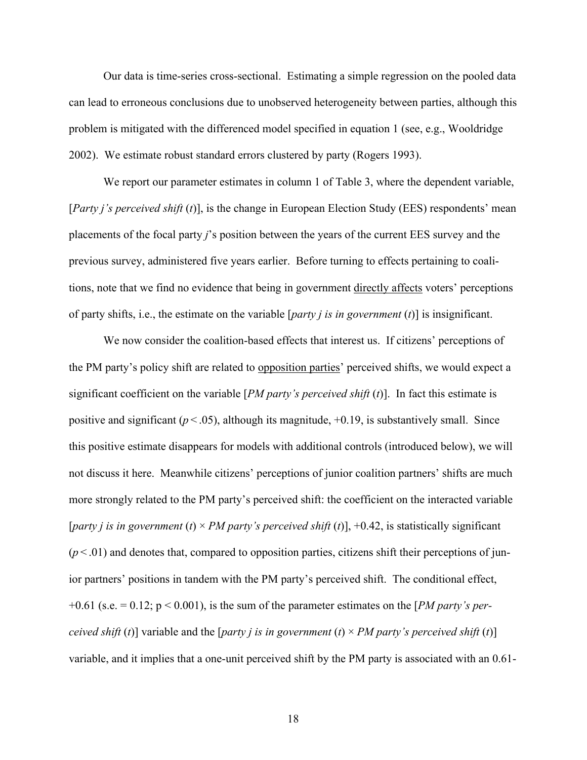Our data is time-series cross-sectional. Estimating a simple regression on the pooled data can lead to erroneous conclusions due to unobserved heterogeneity between parties, although this problem is mitigated with the differenced model specified in equation 1 (see, e.g., Wooldridge 2002). We estimate robust standard errors clustered by party (Rogers 1993).

We report our parameter estimates in column 1 of Table 3, where the dependent variable, [*Party j's perceived shift* (*t*)], is the change in European Election Study (EES) respondents' mean placements of the focal party *j*'s position between the years of the current EES survey and the previous survey, administered five years earlier. Before turning to effects pertaining to coalitions, note that we find no evidence that being in government <u>directly affects</u> voters' perceptions of party shifts, i.e., the estimate on the variable [*party j is in government* (*t*)] is insignificant.

We now consider the coalition-based effects that interest us. If citizens' perceptions of the PM party's policy shift are related to <u>opposition parties</u>' perceived shifts, we would expect a significant coefficient on the variable [*PM party's perceived shift* (*t*)]. In fact this estimate is positive and significant ($p < .05$), although its magnitude, +0.19, is substantively small. Since this positive estimate disappears for models with additional controls (introduced below), we will not discuss it here. Meanwhile citizens' perceptions of junior coalition partners' shifts are much more strongly related to the PM party's perceived shift: the coefficient on the interacted variable [*party j is in government* (*t*) × *PM party's perceived shift* (*t*)], +0.42, is statistically significant ($p < .01$) and denotes that, compared to opposition parties, citizens shift their perceptions of junior partners' positions in tandem with the PM party's perceived shift. The conditional effect, +0.61 (s.e. = 0.12; $p < 0.001$), is the sum of the parameter estimates on the [*PM party's perceived shift* (*t*)] variable and the [*party j is in government* (*t*) × *PM party's perceived shift* (*t*)] variable, and it implies that a one-unit perceived shift by the PM party is associated with an 0.61-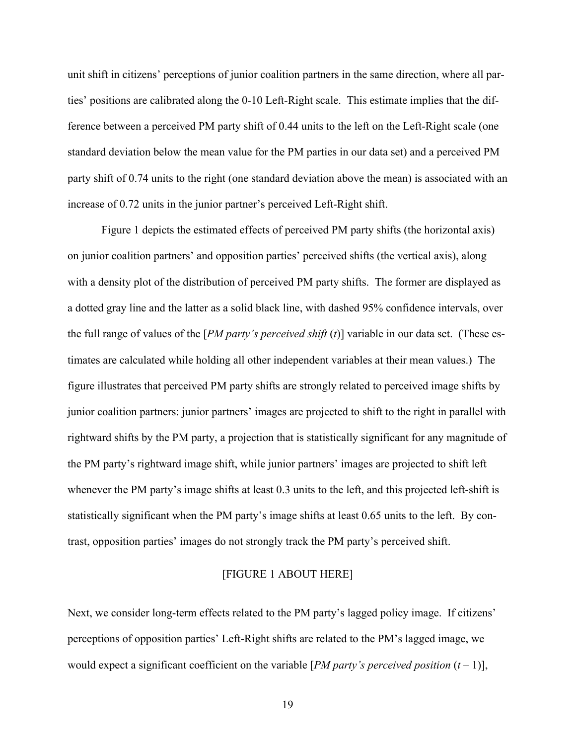unit shift in citizens' perceptions of junior coalition partners in the same direction, where all parties' positions are calibrated along the 0-10 Left-Right scale. This estimate implies that the difference between a perceived PM party shift of 0.44 units to the left on the Left-Right scale (one standard deviation below the mean value for the PM parties in our data set) and a perceived PM party shift of 0.74 units to the right (one standard deviation above the mean) is associated with an increase of 0.72 units in the junior partner's perceived Left-Right shift.

Figure 1 depicts the estimated effects of perceived PM party shifts (the horizontal axis) on junior coalition partners' and opposition parties' perceived shifts (the vertical axis), along with a density plot of the distribution of perceived PM party shifts. The former are displayed as a dotted gray line and the latter as a solid black line, with dashed 95% confidence intervals, over the full range of values of the [*PM party's perceived shift* (*t*)] variable in our data set. (These estimates are calculated while holding all other independent variables at their mean values.) The figure illustrates that perceived PM party shifts are strongly related to perceived image shifts by junior coalition partners: junior partners' images are projected to shift to the right in parallel with rightward shifts by the PM party, a projection that is statistically significant for any magnitude of the PM party's rightward image shift, while junior partners' images are projected to shift left whenever the PM party's image shifts at least 0.3 units to the left, and this projected left-shift is statistically significant when the PM party's image shifts at least 0.65 units to the left. By contrast, opposition parties' images do not strongly track the PM party's perceived shift.

[FIGURE 1 ABOUT HERE]

Next, we consider long-term effects related to the PM party's lagged policy image. If citizens' perceptions of opposition parties' Left-Right shifts are related to the PM's lagged image, we would expect a significant coefficient on the variable [*PM party's perceived position* ($t$ – 1)],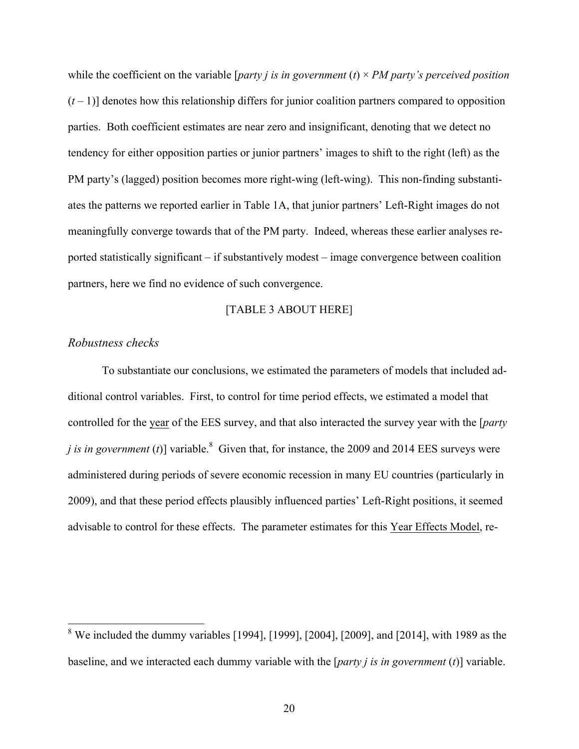while the coefficient on the variable [*party j is in government* ($t$) × *PM party's perceived position* ($t$ – 1)] denotes how this relationship differs for junior coalition partners compared to opposition parties. Both coefficient estimates are near zero and insignificant, denoting that we detect no tendency for either opposition parties or junior partners' images to shift to the right (left) as the PM party's (lagged) position becomes more right-wing (left-wing). This non-finding substantiates the patterns we reported earlier in Table 1A, that junior partners' Left-Right images do not meaningfully converge towards that of the PM party. Indeed, whereas these earlier analyses reported statistically significant – if substantively modest – image convergence between coalition partners, here we find no evidence of such convergence.

[TABLE 3 ABOUT HERE]

### *Robustness checks*

To substantiate our conclusions, we estimated the parameters of models that included additional control variables. First, to control for time period effects, we estimated a model that controlled for the <u>year</u> of the EES survey, and that also interacted the survey year with the [*party j is in government* ($t$)] variable.[8] Given that, for instance, the 2009 and 2014 EES surveys were administered during periods of severe economic recession in many EU countries (particularly in 2009), and that these period effects plausibly influenced parties' Left-Right positions, it seemed advisable to control for these effects. The parameter estimates for this <u>Year Effects Model</u>, re-

---

[8] We included the dummy variables [1994], [1999], [2004], [2009], and [2014], with 1989 as the baseline, and we interacted each dummy variable with the [*party j is in government* ($t$)] variable.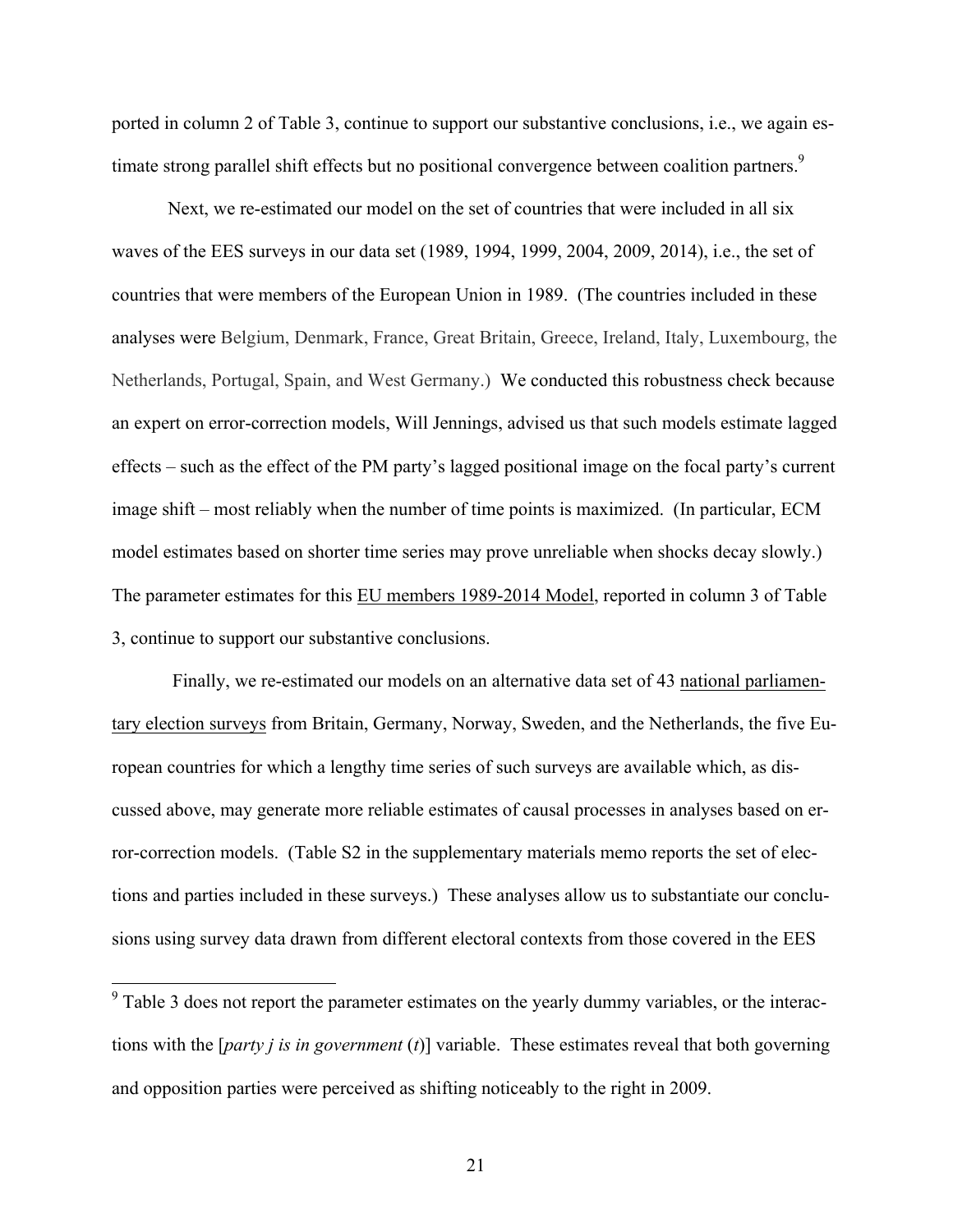ported in column 2 of Table 3, continue to support our substantive conclusions, i.e., we again estimate strong parallel shift effects but no positional convergence between coalition partners.[9]

Next, we re-estimated our model on the set of countries that were included in all six waves of the EES surveys in our data set (1989, 1994, 1999, 2004, 2009, 2014), i.e., the set of countries that were members of the European Union in 1989. (The countries included in these analyses were Belgium, Denmark, France, Great Britain, Greece, Ireland, Italy, Luxembourg, the Netherlands, Portugal, Spain, and West Germany.) We conducted this robustness check because an expert on error-correction models, Will Jennings, advised us that such models estimate lagged effects – such as the effect of the PM party's lagged positional image on the focal party's current image shift – most reliably when the number of time points is maximized. (In particular, ECM model estimates based on shorter time series may prove unreliable when shocks decay slowly.) The parameter estimates for this EU members 1989-2014 Model, reported in column 3 of Table 3, continue to support our substantive conclusions.

Finally, we re-estimated our models on an alternative data set of 43 national parliamentary election surveys from Britain, Germany, Norway, Sweden, and the Netherlands, the five European countries for which a lengthy time series of such surveys are available which, as discussed above, may generate more reliable estimates of causal processes in analyses based on error-correction models. (Table S2 in the supplementary materials memo reports the set of elections and parties included in these surveys.) These analyses allow us to substantiate our conclusions using survey data drawn from different electoral contexts from those covered in the EES

[9] Table 3 does not report the parameter estimates on the yearly dummy variables, or the interactions with the [*party j is in government* (*t*)] variable. These estimates reveal that both governing and opposition parties were perceived as shifting noticeably to the right in 2009.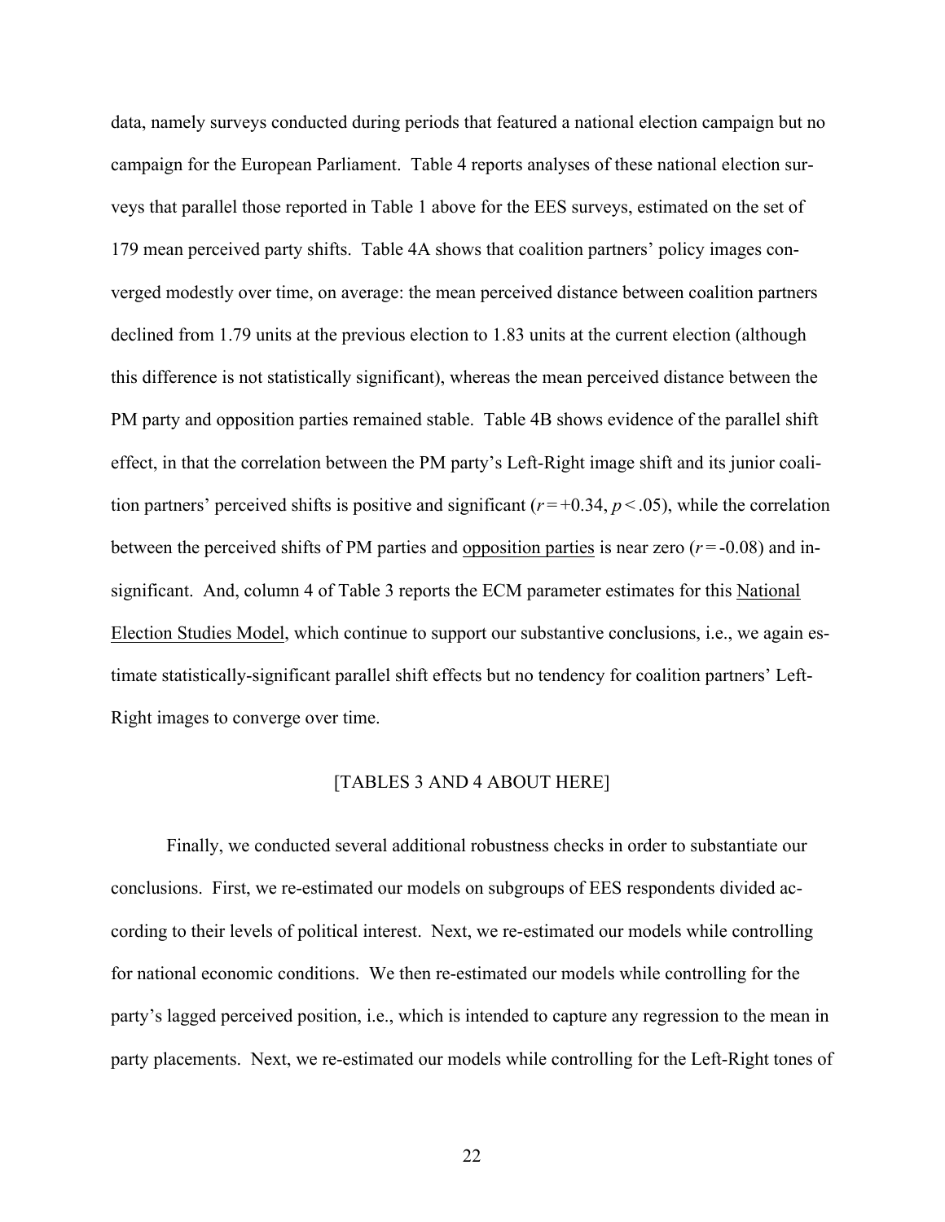data, namely surveys conducted during periods that featured a national election campaign but no campaign for the European Parliament. Table 4 reports analyses of these national election surveys that parallel those reported in Table 1 above for the EES surveys, estimated on the set of 179 mean perceived party shifts. Table 4A shows that coalition partners' policy images converged modestly over time, on average: the mean perceived distance between coalition partners declined from 1.79 units at the previous election to 1.83 units at the current election (although this difference is not statistically significant), whereas the mean perceived distance between the PM party and opposition parties remained stable. Table 4B shows evidence of the parallel shift effect, in that the correlation between the PM party's Left-Right image shift and its junior coalition partners' perceived shifts is positive and significant ($r = +0.34$, $p < .05$), while the correlation between the perceived shifts of PM parties and <u>opposition parties</u> is near zero ($r = -0.08$) and insignificant. And, column 4 of Table 3 reports the ECM parameter estimates for this <u>National Election Studies Model</u>, which continue to support our substantive conclusions, i.e., we again estimate statistically-significant parallel shift effects but no tendency for coalition partners' Left-Right images to converge over time.

[TABLES 3 AND 4 ABOUT HERE]

Finally, we conducted several additional robustness checks in order to substantiate our conclusions. First, we re-estimated our models on subgroups of EES respondents divided according to their levels of political interest. Next, we re-estimated our models while controlling for national economic conditions. We then re-estimated our models while controlling for the party's lagged perceived position, i.e., which is intended to capture any regression to the mean in party placements. Next, we re-estimated our models while controlling for the Left-Right tones of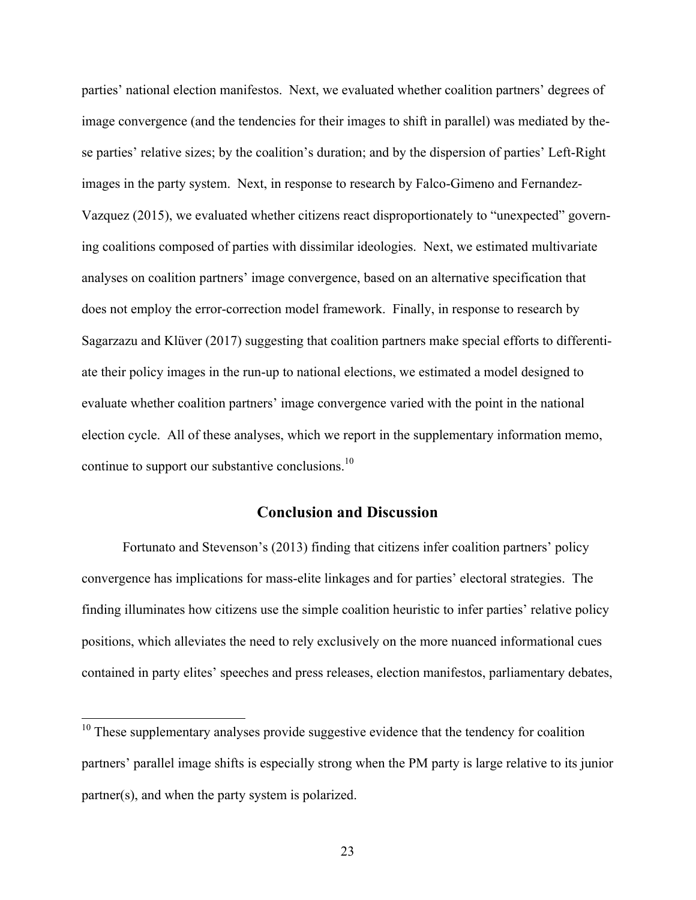parties' national election manifestos. Next, we evaluated whether coalition partners' degrees of image convergence (and the tendencies for their images to shift in parallel) was mediated by these parties' relative sizes; by the coalition's duration; and by the dispersion of parties' Left-Right images in the party system. Next, in response to research by Falco-Gimeno and Fernandez-Vazquez (2015), we evaluated whether citizens react disproportionately to "unexpected" governing coalitions composed of parties with dissimilar ideologies. Next, we estimated multivariate analyses on coalition partners' image convergence, based on an alternative specification that does not employ the error-correction model framework. Finally, in response to research by Sagarzazu and Klüver (2017) suggesting that coalition partners make special efforts to differentiate their policy images in the run-up to national elections, we estimated a model designed to evaluate whether coalition partners' image convergence varied with the point in the national election cycle. All of these analyses, which we report in the supplementary information memo, continue to support our substantive conclusions.[10]

## Conclusion and Discussion

Fortunato and Stevenson's (2013) finding that citizens infer coalition partners' policy convergence has implications for mass-elite linkages and for parties' electoral strategies. The finding illuminates how citizens use the simple coalition heuristic to infer parties' relative policy positions, which alleviates the need to rely exclusively on the more nuanced informational cues contained in party elites' speeches and press releases, election manifestos, parliamentary debates,

[10] These supplementary analyses provide suggestive evidence that the tendency for coalition partners' parallel image shifts is especially strong when the PM party is large relative to its junior partner(s), and when the party system is polarized.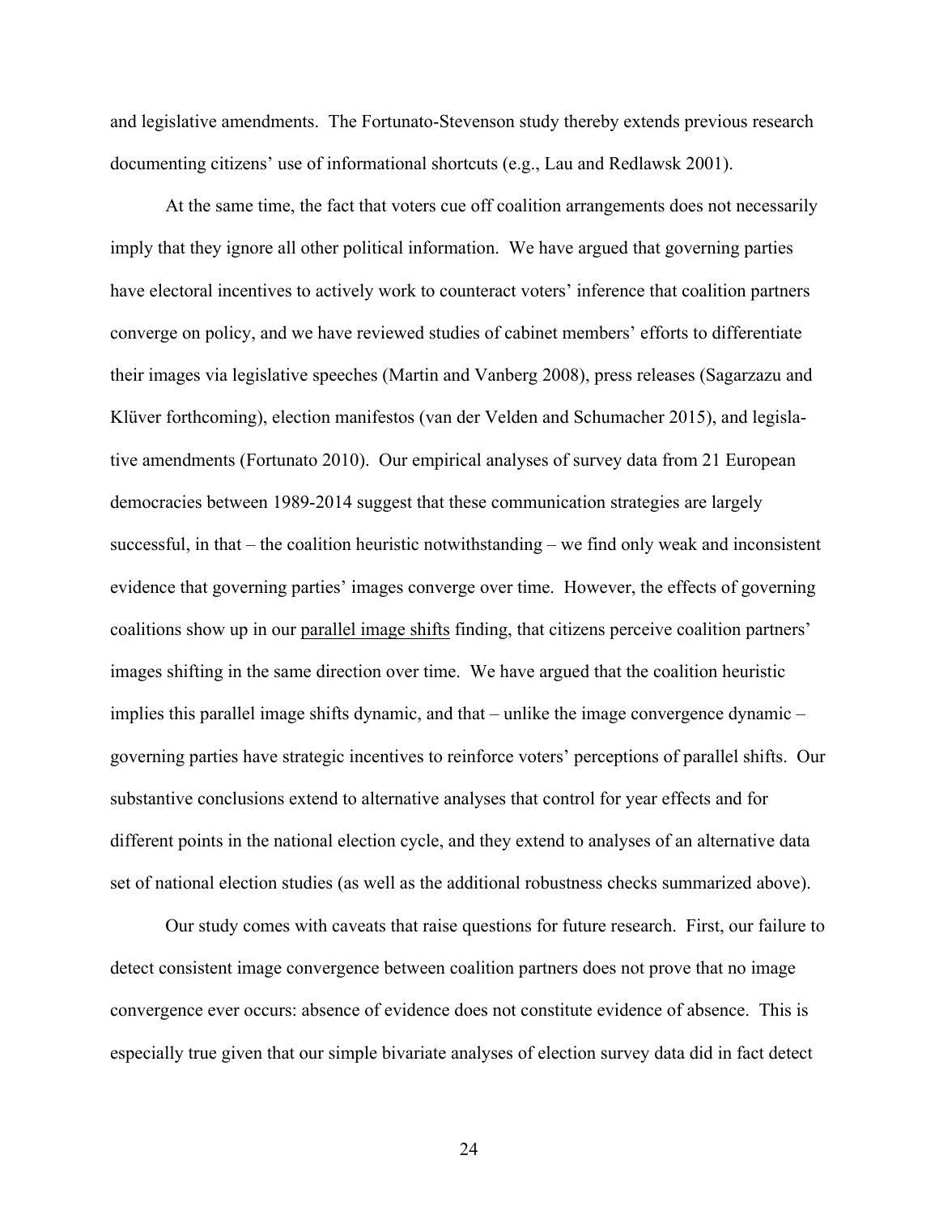and legislative amendments. The Fortunato-Stevenson study thereby extends previous research documenting citizens' use of informational shortcuts (e.g., Lau and Redlawsk 2001).

At the same time, the fact that voters cue off coalition arrangements does not necessarily imply that they ignore all other political information. We have argued that governing parties have electoral incentives to actively work to counteract voters' inference that coalition partners converge on policy, and we have reviewed studies of cabinet members' efforts to differentiate their images via legislative speeches (Martin and Vanberg 2008), press releases (Sagarzazu and Klüver forthcoming), election manifestos (van der Velden and Schumacher 2015), and legislative amendments (Fortunato 2010). Our empirical analyses of survey data from 21 European democracies between 1989-2014 suggest that these communication strategies are largely successful, in that – the coalition heuristic notwithstanding – we find only weak and inconsistent evidence that governing parties' images converge over time. However, the effects of governing coalitions show up in our <u>parallel image shifts</u> finding, that citizens perceive coalition partners' images shifting in the same direction over time. We have argued that the coalition heuristic implies this parallel image shifts dynamic, and that – unlike the image convergence dynamic – governing parties have strategic incentives to reinforce voters' perceptions of parallel shifts. Our substantive conclusions extend to alternative analyses that control for year effects and for different points in the national election cycle, and they extend to analyses of an alternative data set of national election studies (as well as the additional robustness checks summarized above).

Our study comes with caveats that raise questions for future research. First, our failure to detect consistent image convergence between coalition partners does not prove that no image convergence ever occurs: absence of evidence does not constitute evidence of absence. This is especially true given that our simple bivariate analyses of election survey data did in fact detect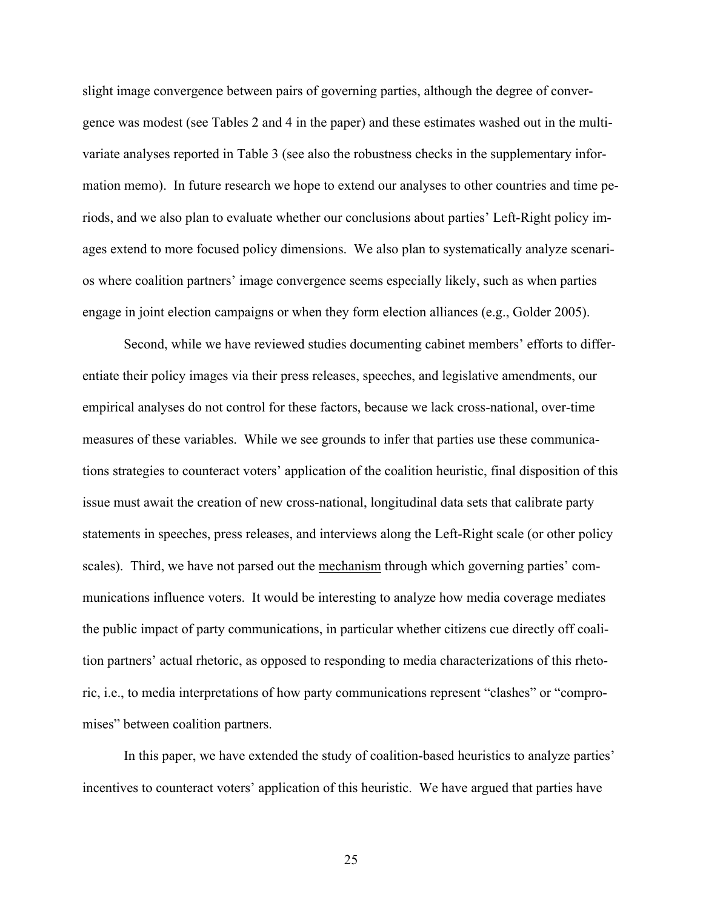slight image convergence between pairs of governing parties, although the degree of convergence was modest (see Tables 2 and 4 in the paper) and these estimates washed out in the multivariate analyses reported in Table 3 (see also the robustness checks in the supplementary information memo). In future research we hope to extend our analyses to other countries and time periods, and we also plan to evaluate whether our conclusions about parties' Left-Right policy images extend to more focused policy dimensions. We also plan to systematically analyze scenarios where coalition partners' image convergence seems especially likely, such as when parties engage in joint election campaigns or when they form election alliances (e.g., Golder 2005).

Second, while we have reviewed studies documenting cabinet members' efforts to differentiate their policy images via their press releases, speeches, and legislative amendments, our empirical analyses do not control for these factors, because we lack cross-national, over-time measures of these variables. While we see grounds to infer that parties use these communications strategies to counteract voters' application of the coalition heuristic, final disposition of this issue must await the creation of new cross-national, longitudinal data sets that calibrate party statements in speeches, press releases, and interviews along the Left-Right scale (or other policy scales). Third, we have not parsed out the mechanism through which governing parties' communications influence voters. It would be interesting to analyze how media coverage mediates the public impact of party communications, in particular whether citizens cue directly off coalition partners' actual rhetoric, as opposed to responding to media characterizations of this rhetoric, i.e., to media interpretations of how party communications represent "clashes" or "compromises" between coalition partners.

In this paper, we have extended the study of coalition-based heuristics to analyze parties' incentives to counteract voters' application of this heuristic. We have argued that parties have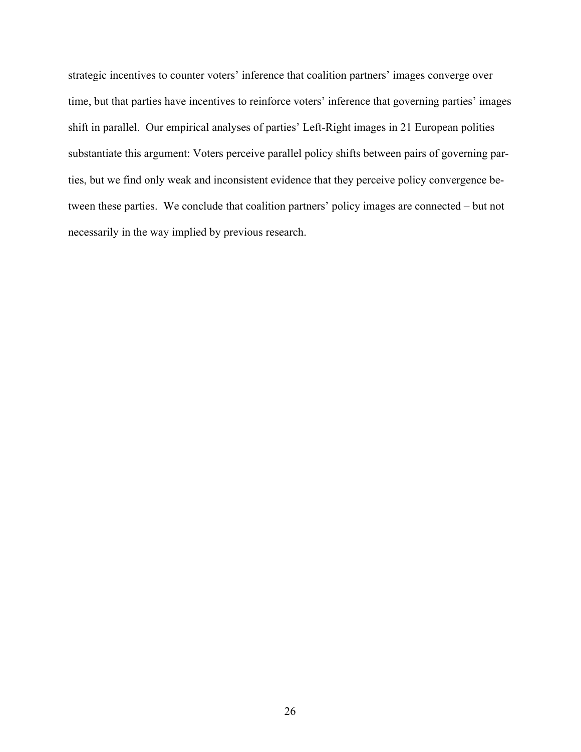strategic incentives to counter voters' inference that coalition partners' images converge over time, but that parties have incentives to reinforce voters' inference that governing parties' images shift in parallel. Our empirical analyses of parties' Left-Right images in 21 European polities substantiate this argument: Voters perceive parallel policy shifts between pairs of governing parties, but we find only weak and inconsistent evidence that they perceive policy convergence between these parties. We conclude that coalition partners' policy images are connected – but not necessarily in the way implied by previous research.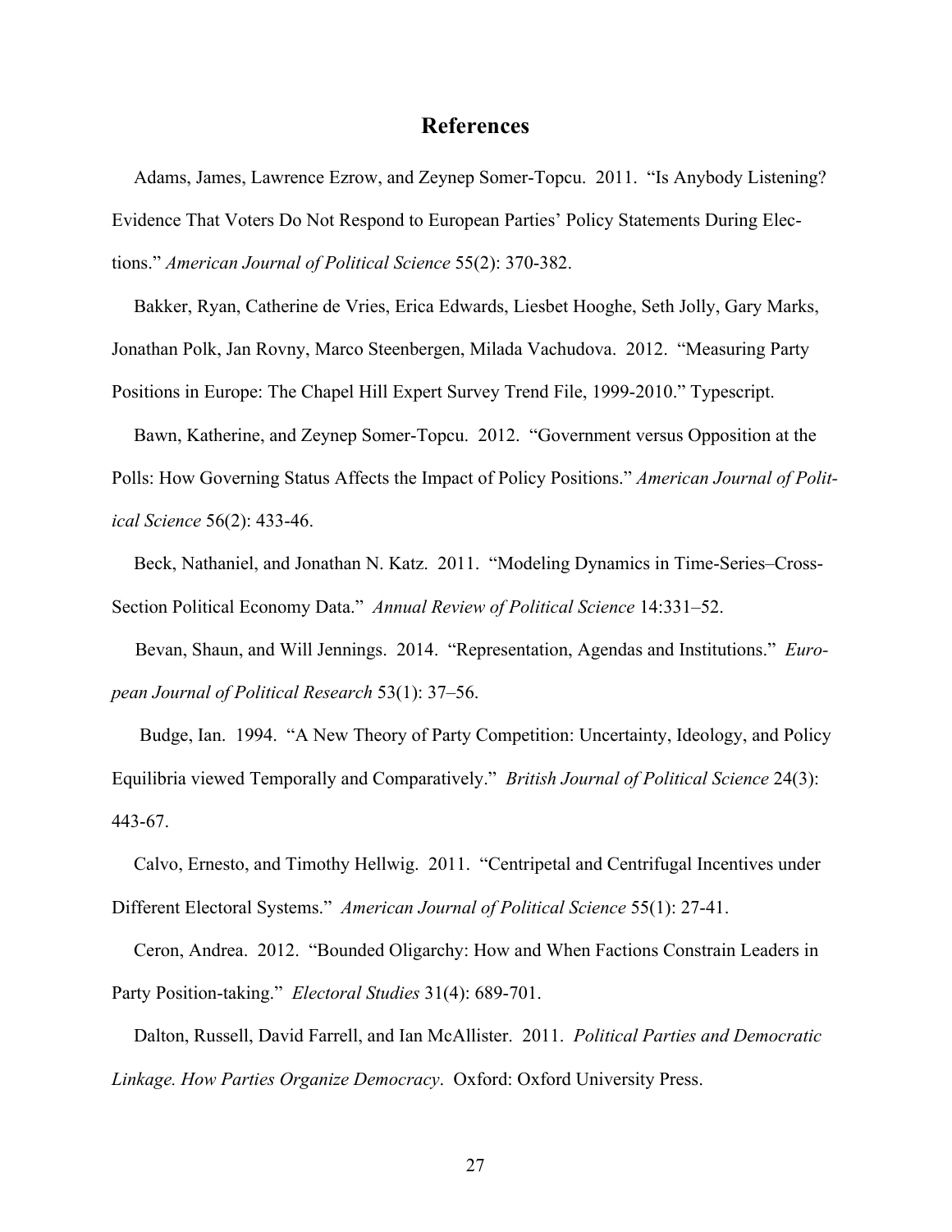## References

Adams, James, Lawrence Ezrow, and Zeynep Somer-Topcu. 2011. "Is Anybody Listening? Evidence That Voters Do Not Respond to European Parties' Policy Statements During Elections." *American Journal of Political Science* 55(2): 370-382.

Bakker, Ryan, Catherine de Vries, Erica Edwards, Liesbet Hooghe, Seth Jolly, Gary Marks, Jonathan Polk, Jan Rovny, Marco Steenbergen, Milada Vachudova. 2012. "Measuring Party Positions in Europe: The Chapel Hill Expert Survey Trend File, 1999-2010." Typescript.

Bawn, Katherine, and Zeynep Somer-Topcu. 2012. "Government versus Opposition at the Polls: How Governing Status Affects the Impact of Policy Positions." *American Journal of Political Science* 56(2): 433-46.

Beck, Nathaniel, and Jonathan N. Katz. 2011. "Modeling Dynamics in Time-Series–Cross-Section Political Economy Data." *Annual Review of Political Science* 14:331–52.

Bevan, Shaun, and Will Jennings. 2014. "Representation, Agendas and Institutions." *European Journal of Political Research* 53(1): 37–56.

Budge, Ian. 1994. "A New Theory of Party Competition: Uncertainty, Ideology, and Policy Equilibria viewed Temporally and Comparatively." *British Journal of Political Science* 24(3): 443-67.

Calvo, Ernesto, and Timothy Hellwig. 2011. "Centripetal and Centrifugal Incentives under Different Electoral Systems." *American Journal of Political Science* 55(1): 27-41.

Ceron, Andrea. 2012. "Bounded Oligarchy: How and When Factions Constrain Leaders in Party Position-taking." *Electoral Studies* 31(4): 689-701.

Dalton, Russell, David Farrell, and Ian McAllister. 2011. *Political Parties and Democratic Linkage. How Parties Organize Democracy*. Oxford: Oxford University Press.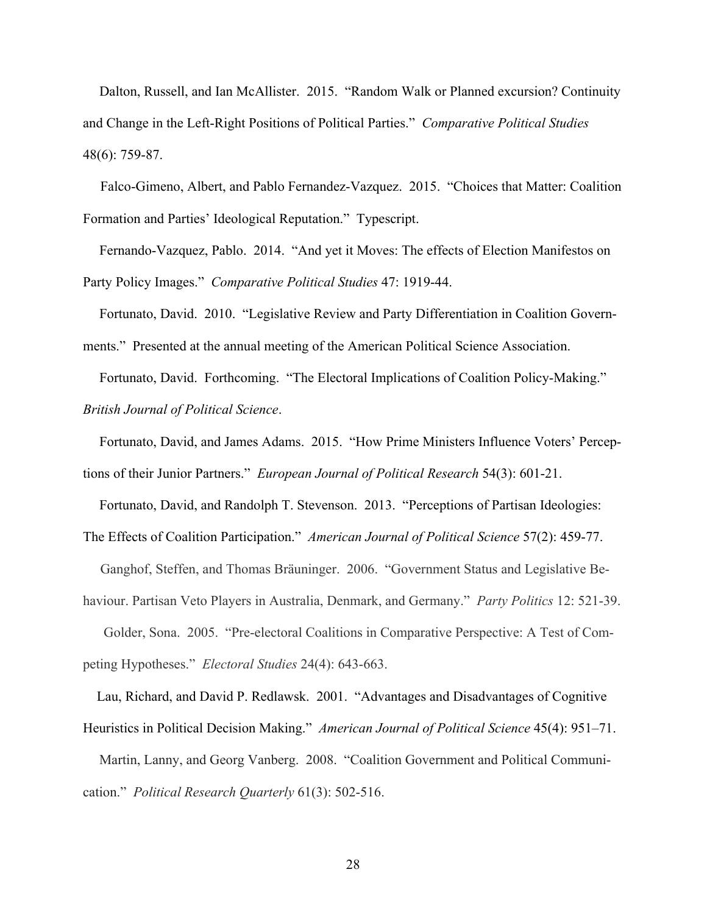Dalton, Russell, and Ian McAllister. 2015. "Random Walk or Planned excursion? Continuity and Change in the Left-Right Positions of Political Parties." *Comparative Political Studies* 48(6): 759-87.

Falco-Gimeno, Albert, and Pablo Fernandez-Vazquez. 2015. "Choices that Matter: Coalition Formation and Parties' Ideological Reputation." Typescript.

Fernando-Vazquez, Pablo. 2014. "And yet it Moves: The effects of Election Manifestos on Party Policy Images." *Comparative Political Studies* 47: 1919-44.

Fortunato, David. 2010. "Legislative Review and Party Differentiation in Coalition Governments." Presented at the annual meeting of the American Political Science Association.

Fortunato, David. Forthcoming. "The Electoral Implications of Coalition Policy-Making." *British Journal of Political Science*.

Fortunato, David, and James Adams. 2015. "How Prime Ministers Influence Voters' Perceptions of their Junior Partners." *European Journal of Political Research* 54(3): 601-21.

Fortunato, David, and Randolph T. Stevenson. 2013. "Perceptions of Partisan Ideologies: The Effects of Coalition Participation." *American Journal of Political Science* 57(2): 459-77.

Ganghof, Steffen, and Thomas Bräuninger. 2006. "Government Status and Legislative Behaviour. Partisan Veto Players in Australia, Denmark, and Germany." *Party Politics* 12: 521-39.

Golder, Sona. 2005. "Pre-electoral Coalitions in Comparative Perspective: A Test of Competing Hypotheses." *Electoral Studies* 24(4): 643-663.

Lau, Richard, and David P. Redlawsk. 2001. "Advantages and Disadvantages of Cognitive Heuristics in Political Decision Making." *American Journal of Political Science* 45(4): 951–71.

Martin, Lanny, and Georg Vanberg. 2008. "Coalition Government and Political Communication." *Political Research Quarterly* 61(3): 502-516.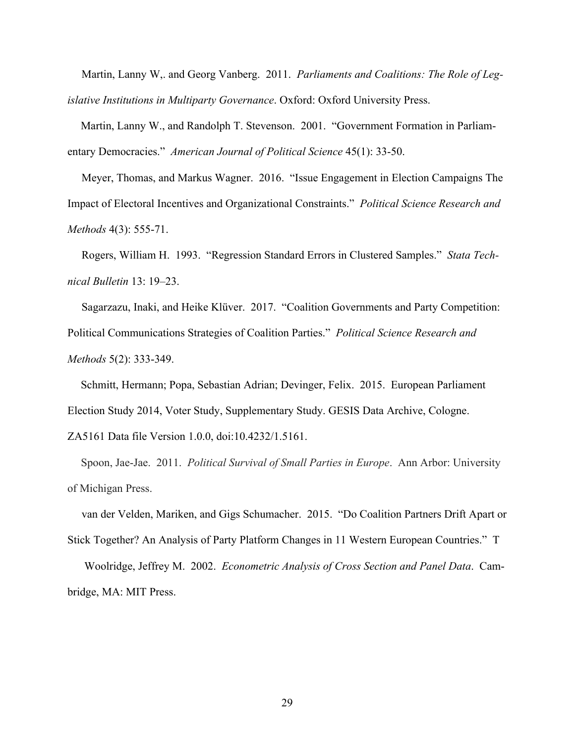Martin, Lanny W,. and Georg Vanberg. 2011. *Parliaments and Coalitions: The Role of Legislative Institutions in Multiparty Governance*. Oxford: Oxford University Press.

Martin, Lanny W., and Randolph T. Stevenson. 2001. "Government Formation in Parliamentary Democracies." *American Journal of Political Science* 45(1): 33-50.

Meyer, Thomas, and Markus Wagner. 2016. "Issue Engagement in Election Campaigns The Impact of Electoral Incentives and Organizational Constraints." *Political Science Research and Methods* 4(3): 555-71.

Rogers, William H. 1993. "Regression Standard Errors in Clustered Samples." *Stata Technical Bulletin* 13: 19–23.

Sagarzazu, Inaki, and Heike Klüver. 2017. "Coalition Governments and Party Competition: Political Communications Strategies of Coalition Parties." *Political Science Research and Methods* 5(2): 333-349.

Schmitt, Hermann; Popa, Sebastian Adrian; Devinger, Felix. 2015. European Parliament Election Study 2014, Voter Study, Supplementary Study. GESIS Data Archive, Cologne. ZA5161 Data file Version 1.0.0, doi:10.4232/1.5161.

Spoon, Jae-Jae. 2011. *Political Survival of Small Parties in Europe*. Ann Arbor: University of Michigan Press.

van der Velden, Mariken, and Gigs Schumacher. 2015. "Do Coalition Partners Drift Apart or Stick Together? An Analysis of Party Platform Changes in 11 Western European Countries." T

Woolridge, Jeffrey M. 2002. *Econometric Analysis of Cross Section and Panel Data*. Cambridge, MA: MIT Press.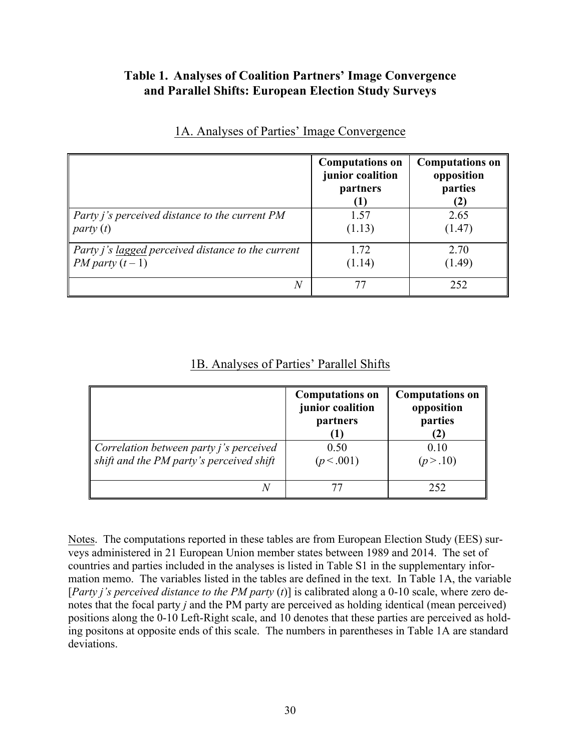## Table 1. Analyses of Coalition Partners' Image Convergence and Parallel Shifts: European Election Study Surveys

### 1A. Analyses of Parties' Image Convergence

| | Computations on junior coalition partners (1) | Computations on opposition parties (2) |
|---|---|---|
| *Party j's perceived distance to the current PM party* (*t*) | 1.57 (1.13) | 2.65 (1.47) |
| *Party j's lagged perceived distance to the current PM party* ($t - 1$) | 1.72 (1.14) | 2.70 (1.49) |
| *N* | 77 | 252 |

### 1B. Analyses of Parties' Parallel Shifts

| | Computations on junior coalition partners (1) | Computations on opposition parties (2) |
|---|---|---|
| *Correlation between party j's perceived shift and the PM party's perceived shift* | 0.50 ($p < .001$) | 0.10 ($p > .10$) |
| *N* | 77 | 252 |

Notes. The computations reported in these tables are from European Election Study (EES) surveys administered in 21 European Union member states between 1989 and 2014. The set of countries and parties included in the analyses is listed in Table S1 in the supplementary information memo. The variables listed in the tables are defined in the text. In Table 1A, the variable [*Party j's perceived distance to the PM party* (*t*)] is calibrated along a 0-10 scale, where zero denotes that the focal party *j* and the PM party are perceived as holding identical (mean perceived) positions along the 0-10 Left-Right scale, and 10 denotes that these parties are perceived as holding positons at opposite ends of this scale. The numbers in parentheses in Table 1A are standard deviations.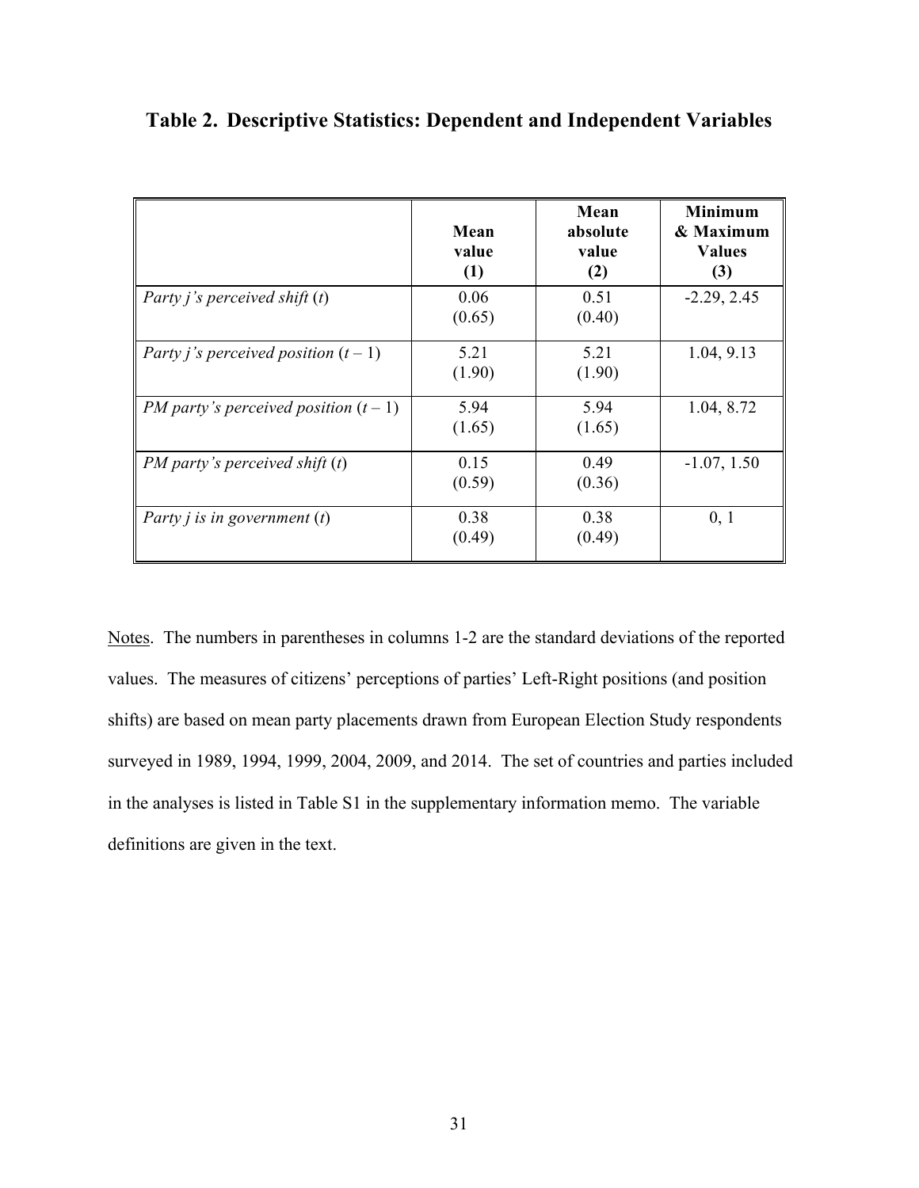# Table 2. Descriptive Statistics: Dependent and Independent Variables

| | Mean value (1) | Mean absolute value (2) | Minimum & Maximum Values (3) |
|---|---|---|---|
| *Party j's perceived shift* (*t*) | 0.06 (0.65) | 0.51 (0.40) | -2.29, 2.45 |
| *Party j's perceived position* (*t* – 1) | 5.21 (1.90) | 5.21 (1.90) | 1.04, 9.13 |
| *PM party's perceived position* (*t* – 1) | 5.94 (1.65) | 5.94 (1.65) | 1.04, 8.72 |
| *PM party's perceived shift* (*t*) | 0.15 (0.59) | 0.49 (0.36) | -1.07, 1.50 |
| *Party j is in government* (*t*) | 0.38 (0.49) | 0.38 (0.49) | 0, 1 |

Notes. The numbers in parentheses in columns 1-2 are the standard deviations of the reported values. The measures of citizens' perceptions of parties' Left-Right positions (and position shifts) are based on mean party placements drawn from European Election Study respondents surveyed in 1989, 1994, 1999, 2004, 2009, and 2014. The set of countries and parties included in the analyses is listed in Table S1 in the supplementary information memo. The variable definitions are given in the text.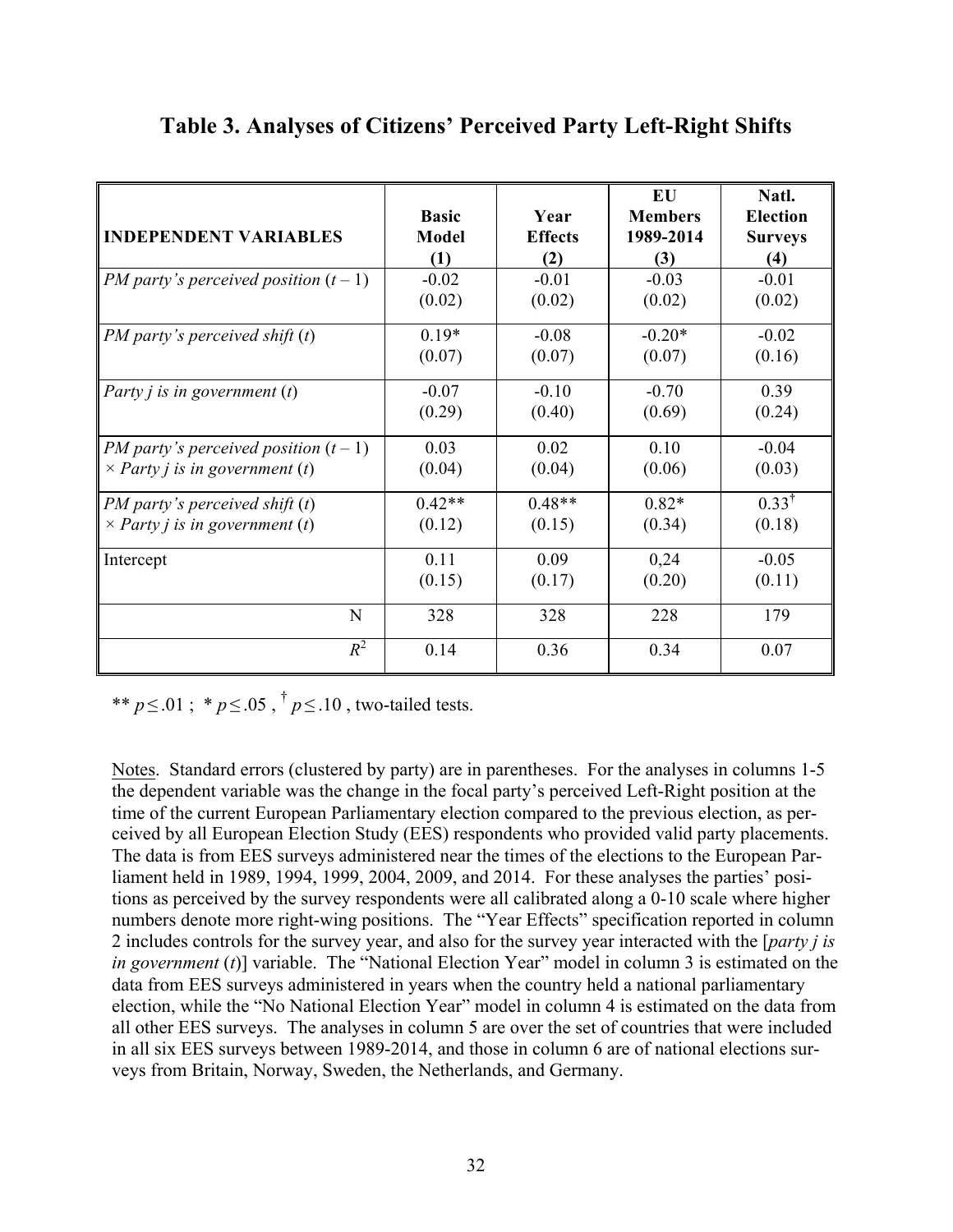# Table 3. Analyses of Citizens' Perceived Party Left-Right Shifts

| INDEPENDENT VARIABLES | Basic Model (1) | Year Effects (2) | EU Members 1989-2014 (3) | Natl. Election Surveys (4) |
|---|---|---|---|---|
| *PM party's perceived position* ($t-1$) | -0.02<br>(0.02) | -0.01<br>(0.02) | -0.03<br>(0.02) | -0.01<br>(0.02) |
| *PM party's perceived shift* ($t$) | 0.19*<br>(0.07) | -0.08<br>(0.07) | -0.20*<br>(0.07) | -0.02<br>(0.16) |
| *Party j is in government* ($t$) | -0.07<br>(0.29) | -0.10<br>(0.40) | -0.70<br>(0.69) | 0.39<br>(0.24) |
| *PM party's perceived position* ($t-1$)<br>× *Party j is in government* ($t$) | 0.03<br>(0.04) | 0.02<br>(0.04) | 0.10<br>(0.06) | -0.04<br>(0.03) |
| *PM party's perceived shift* ($t$)<br>× *Party j is in government* ($t$) | 0.42**<br>(0.12) | 0.48**<br>(0.15) | 0.82*<br>(0.34) | $0.33^{\dagger}$<br>(0.18) |
| Intercept | 0.11<br>(0.15) | 0.09<br>(0.17) | 0,24<br>(0.20) | -0.05<br>(0.11) |
| N | 328 | 328 | 228 | 179 |
| $R^2$ | 0.14 | 0.36 | 0.34 | 0.07 |

** $p \leq .01$ ; * $p \leq .05$ , $^{\dagger}$ $p \leq .10$ , two-tailed tests.

Notes. Standard errors (clustered by party) are in parentheses. For the analyses in columns 1-5 the dependent variable was the change in the focal party's perceived Left-Right position at the time of the current European Parliamentary election compared to the previous election, as perceived by all European Election Study (EES) respondents who provided valid party placements. The data is from EES surveys administered near the times of the elections to the European Parliament held in 1989, 1994, 1999, 2004, 2009, and 2014. For these analyses the parties' positions as perceived by the survey respondents were all calibrated along a 0-10 scale where higher numbers denote more right-wing positions. The "Year Effects" specification reported in column 2 includes controls for the survey year, and also for the survey year interacted with the [*party j is in government* (*t*)] variable. The "National Election Year" model in column 3 is estimated on the data from EES surveys administered in years when the country held a national parliamentary election, while the "No National Election Year" model in column 4 is estimated on the data from all other EES surveys. The analyses in column 5 are over the set of countries that were included in all six EES surveys between 1989-2014, and those in column 6 are of national elections surveys from Britain, Norway, Sweden, the Netherlands, and Germany.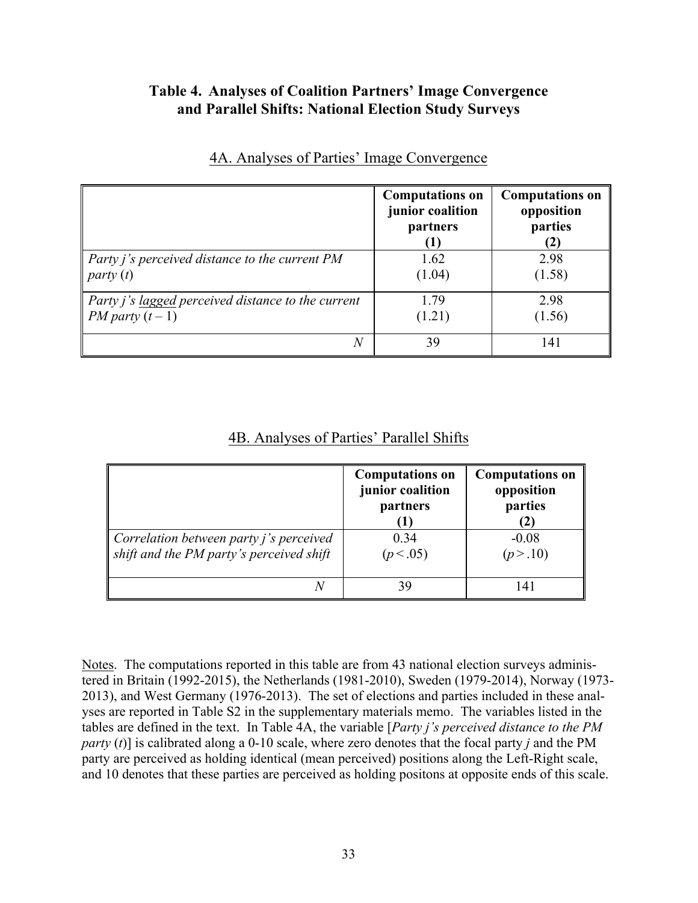## Table 4. Analyses of Coalition Partners' Image Convergence and Parallel Shifts: National Election Study Surveys

### 4A. Analyses of Parties' Image Convergence

| | **Computations on junior coalition partners (1)** | **Computations on opposition parties (2)** |
|---|---|---|
| *Party j's perceived distance to the current PM party* ($t$) | 1.62 (1.04) | 2.98 (1.58) |
| *Party j's lagged perceived distance to the current PM party* ($t-1$) | 1.79 (1.21) | 2.98 (1.56) |
| *N* | 39 | 141 |

### 4B. Analyses of Parties' Parallel Shifts

| | **Computations on junior coalition partners (1)** | **Computations on opposition parties (2)** |
|---|---|---|
| *Correlation between party j's perceived shift and the PM party's perceived shift* | 0.34 ($p < .05$) | -0.08 ($p > .10$) |
| *N* | 39 | 141 |

Notes. The computations reported in this table are from 43 national election surveys administered in Britain (1992-2015), the Netherlands (1981-2010), Sweden (1979-2014), Norway (1973-2013), and West Germany (1976-2013). The set of elections and parties included in these analyses are reported in Table S2 in the supplementary materials memo. The variables listed in the tables are defined in the text. In Table 4A, the variable [*Party j's perceived distance to the PM party* ($t$)] is calibrated along a 0-10 scale, where zero denotes that the focal party *j* and the PM party are perceived as holding identical (mean perceived) positions along the Left-Right scale, and 10 denotes that these parties are perceived as holding positons at opposite ends of this scale.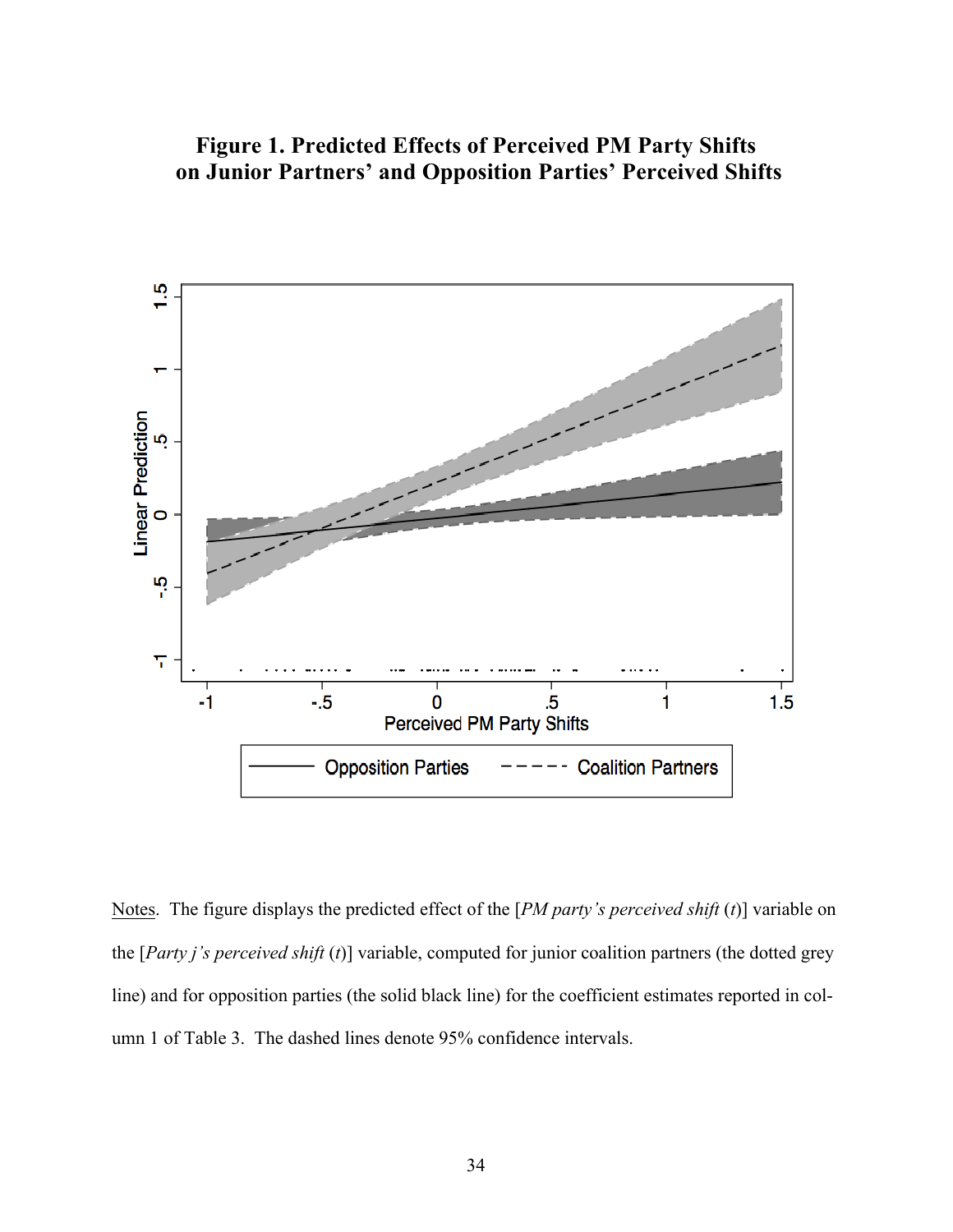**Figure 1. Predicted Effects of Perceived PM Party Shifts on Junior Partners' and Opposition Parties' Perceived Shifts**

Linear Prediction

-1
-.5
0
.5
1
1.5

-1
-.5
0
.5
1
1.5

Perceived PM Party Shifts

Opposition Parties
Coalition Partners

Notes. The figure displays the predicted effect of the [*PM party's perceived shift* (*t*)] variable on the [*Party j's perceived shift* (*t*)] variable, computed for junior coalition partners (the dotted grey line) and for opposition parties (the solid black line) for the coefficient estimates reported in column 1 of Table 3. The dashed lines denote 95% confidence intervals.